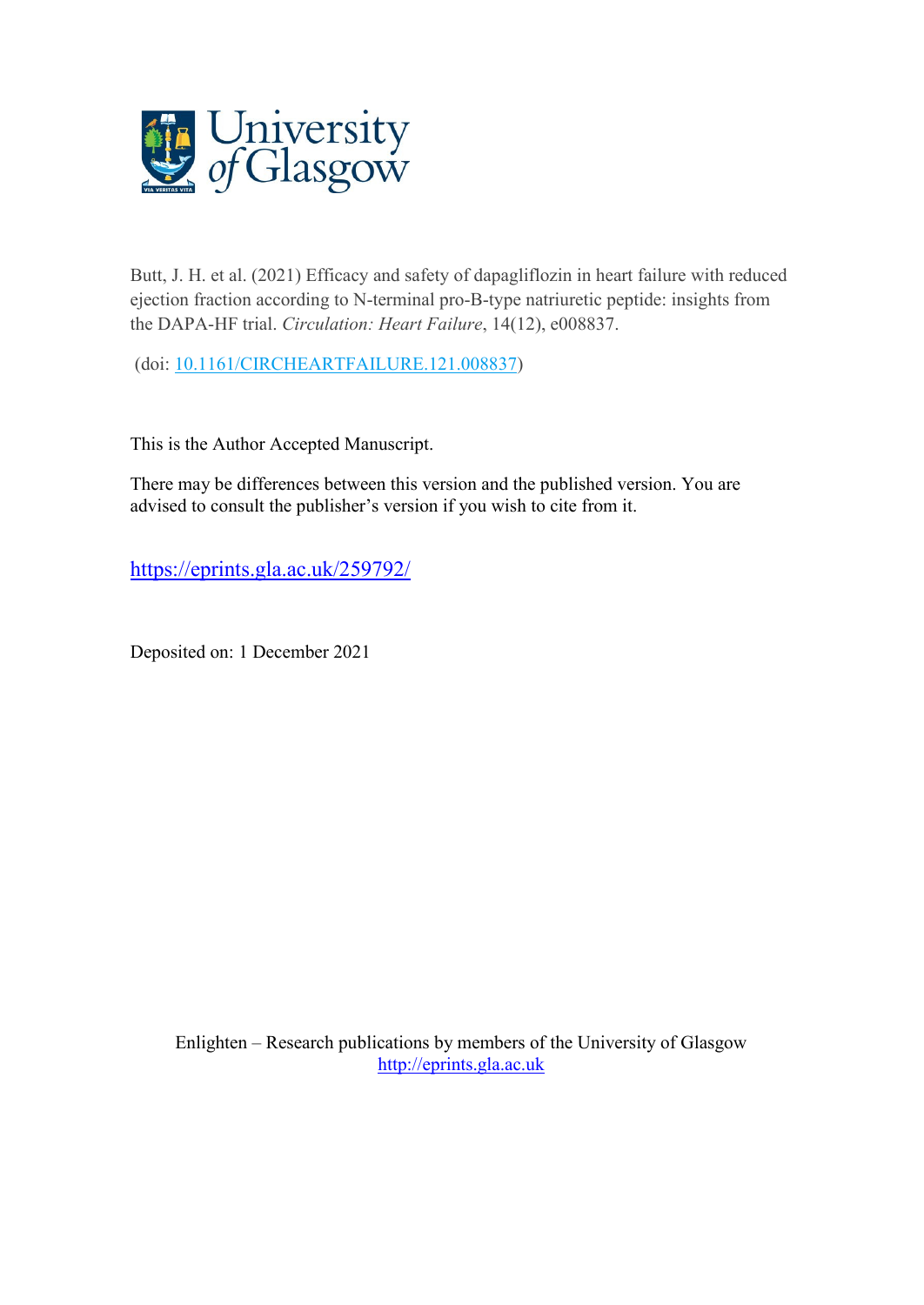University of Glasgow

Butt, J. H. et al. (2021) Efficacy and safety of dapagliflozin in heart failure with reduced ejection fraction according to N-terminal pro-B-type natriuretic peptide: insights from the DAPA-HF trial. *Circulation: Heart Failure*, 14(12), e008837.

(doi: [10.1161/CIRCHEARTFAILURE.121.008837](https://doi.org/10.1161/CIRCHEARTFAILURE.121.008837))

This is the Author Accepted Manuscript.

There may be differences between this version and the published version. You are advised to consult the publisher's version if you wish to cite from it.

[https://eprints.gla.ac.uk/259792/](https://eprints.gla.ac.uk/259792/)

Deposited on: 1 December 2021

Enlighten – Research publications by members of the University of Glasgow
[http://eprints.gla.ac.uk](http://eprints.gla.ac.uk)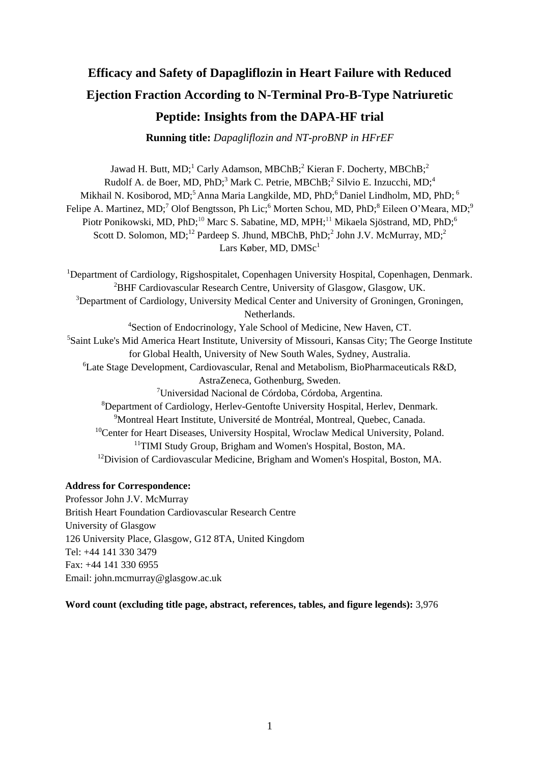# Efficacy and Safety of Dapagliflozin in Heart Failure with Reduced Ejection Fraction According to N-Terminal Pro-B-Type Natriuretic Peptide: Insights from the DAPA-HF trial

**Running title:** *Dapagliflozin and NT-proBNP in HFrEF*

Jawad H. Butt, MD;[1] Carly Adamson, MBChB;[2] Kieran F. Docherty, MBChB;[2] Rudolf A. de Boer, MD, PhD;[3] Mark C. Petrie, MBChB;[2] Silvio E. Inzucchi, MD;[4] Mikhail N. Kosiborod, MD;[5] Anna Maria Langkilde, MD, PhD;[6] Daniel Lindholm, MD, PhD;[6] Felipe A. Martinez, MD;[7] Olof Bengtsson, Ph Lic;[6] Morten Schou, MD, PhD;[8] Eileen O'Meara, MD;[9] Piotr Ponikowski, MD, PhD;[10] Marc S. Sabatine, MD, MPH;[11] Mikaela Sjöstrand, MD, PhD;[6] Scott D. Solomon, MD;[12] Pardeep S. Jhund, MBChB, PhD;[2] John J.V. McMurray, MD;[2] Lars Køber, MD, DMSc[1]

[1]Department of Cardiology, Rigshospitalet, Copenhagen University Hospital, Copenhagen, Denmark.
[2]BHF Cardiovascular Research Centre, University of Glasgow, Glasgow, UK.
[3]Department of Cardiology, University Medical Center and University of Groningen, Groningen, Netherlands.
[4]Section of Endocrinology, Yale School of Medicine, New Haven, CT.
[5]Saint Luke's Mid America Heart Institute, University of Missouri, Kansas City; The George Institute for Global Health, University of New South Wales, Sydney, Australia.
[6]Late Stage Development, Cardiovascular, Renal and Metabolism, BioPharmaceuticals R&D, AstraZeneca, Gothenburg, Sweden.
[7]Universidad Nacional de Córdoba, Córdoba, Argentina.
[8]Department of Cardiology, Herlev-Gentofte University Hospital, Herlev, Denmark.
[9]Montreal Heart Institute, Université de Montréal, Montreal, Quebec, Canada.
[10]Center for Heart Diseases, University Hospital, Wroclaw Medical University, Poland.
[11]TIMI Study Group, Brigham and Women's Hospital, Boston, MA.
[12]Division of Cardiovascular Medicine, Brigham and Women's Hospital, Boston, MA.

**Address for Correspondence:**
Professor John J.V. McMurray
British Heart Foundation Cardiovascular Research Centre
University of Glasgow
126 University Place, Glasgow, G12 8TA, United Kingdom
Tel: +44 141 330 3479
Fax: +44 141 330 6955
Email: john.mcmurray@glasgow.ac.uk

**Word count (excluding title page, abstract, references, tables, and figure legends):** 3,976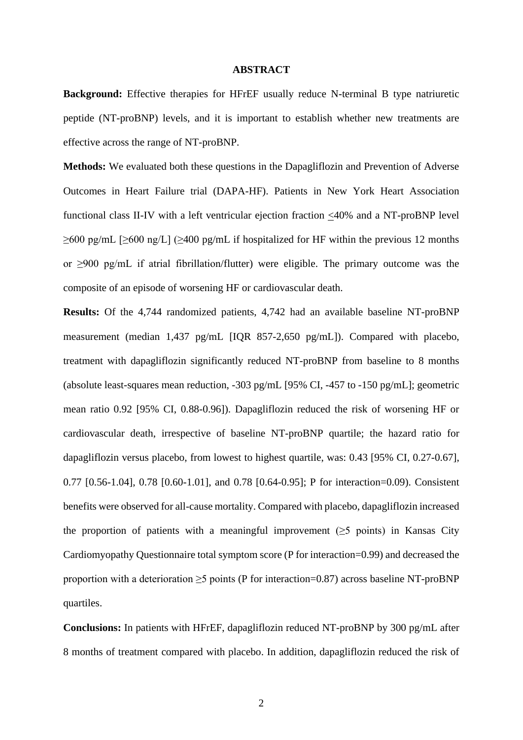## ABSTRACT

**Background:** Effective therapies for HFrEF usually reduce N-terminal B type natriuretic peptide (NT-proBNP) levels, and it is important to establish whether new treatments are effective across the range of NT-proBNP.

**Methods:** We evaluated both these questions in the Dapagliflozin and Prevention of Adverse Outcomes in Heart Failure trial (DAPA-HF). Patients in New York Heart Association functional class II-IV with a left ventricular ejection fraction ≤40% and a NT-proBNP level ≥600 pg/mL [≥600 ng/L] (≥400 pg/mL if hospitalized for HF within the previous 12 months or ≥900 pg/mL if atrial fibrillation/flutter) were eligible. The primary outcome was the composite of an episode of worsening HF or cardiovascular death.

**Results:** Of the 4,744 randomized patients, 4,742 had an available baseline NT-proBNP measurement (median 1,437 pg/mL [IQR 857-2,650 pg/mL]). Compared with placebo, treatment with dapagliflozin significantly reduced NT-proBNP from baseline to 8 months (absolute least-squares mean reduction, -303 pg/mL [95% CI, -457 to -150 pg/mL]; geometric mean ratio 0.92 [95% CI, 0.88-0.96]). Dapagliflozin reduced the risk of worsening HF or cardiovascular death, irrespective of baseline NT-proBNP quartile; the hazard ratio for dapagliflozin versus placebo, from lowest to highest quartile, was: 0.43 [95% CI, 0.27-0.67], 0.77 [0.56-1.04], 0.78 [0.60-1.01], and 0.78 [0.64-0.95]; P for interaction=0.09). Consistent benefits were observed for all-cause mortality. Compared with placebo, dapagliflozin increased the proportion of patients with a meaningful improvement (≥5 points) in Kansas City Cardiomyopathy Questionnaire total symptom score (P for interaction=0.99) and decreased the proportion with a deterioration ≥5 points (P for interaction=0.87) across baseline NT-proBNP quartiles.

**Conclusions:** In patients with HFrEF, dapagliflozin reduced NT-proBNP by 300 pg/mL after 8 months of treatment compared with placebo. In addition, dapagliflozin reduced the risk of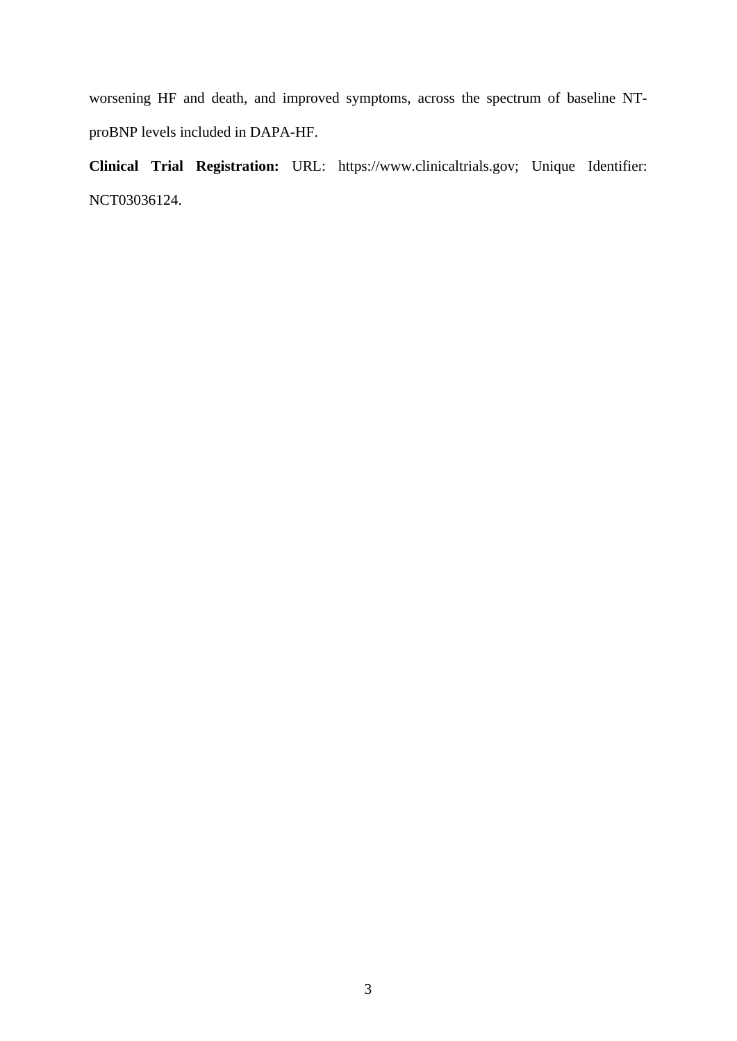worsening HF and death, and improved symptoms, across the spectrum of baseline NT-proBNP levels included in DAPA-HF.

**Clinical Trial Registration:** URL: https://www.clinicaltrials.gov; Unique Identifier: NCT03036124.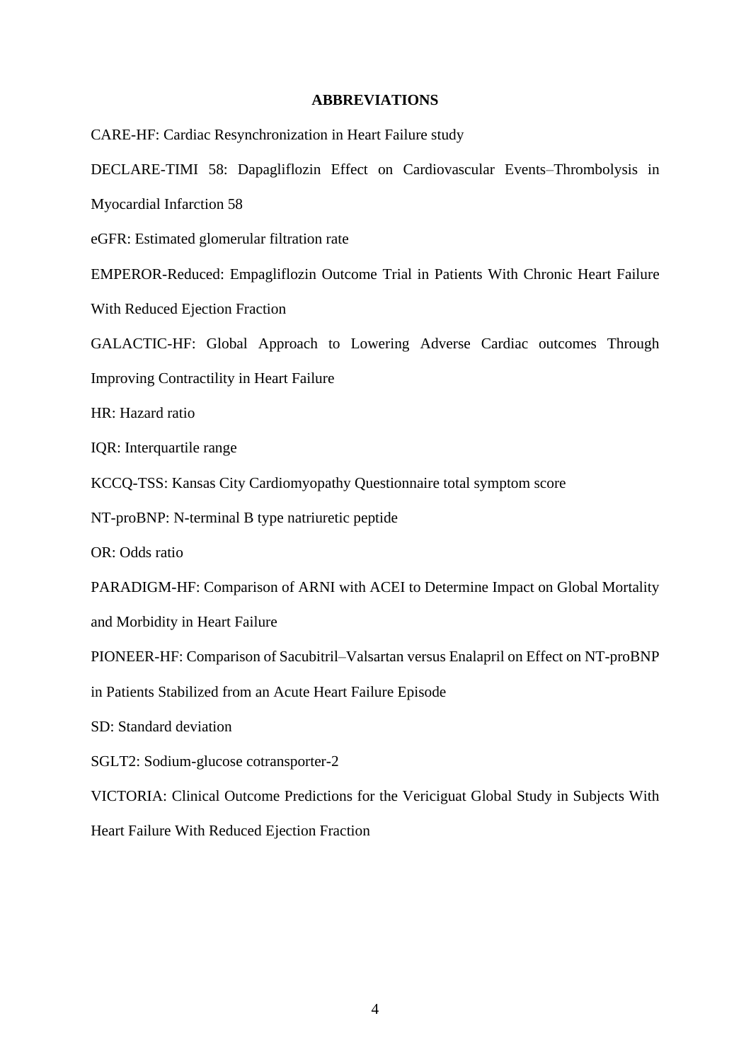## ABBREVIATIONS

CARE-HF: Cardiac Resynchronization in Heart Failure study

DECLARE-TIMI 58: Dapagliflozin Effect on Cardiovascular Events–Thrombolysis in Myocardial Infarction 58

eGFR: Estimated glomerular filtration rate

EMPEROR-Reduced: Empagliflozin Outcome Trial in Patients With Chronic Heart Failure With Reduced Ejection Fraction

GALACTIC-HF: Global Approach to Lowering Adverse Cardiac outcomes Through Improving Contractility in Heart Failure

HR: Hazard ratio

IQR: Interquartile range

KCCQ-TSS: Kansas City Cardiomyopathy Questionnaire total symptom score

NT-proBNP: N-terminal B type natriuretic peptide

OR: Odds ratio

PARADIGM-HF: Comparison of ARNI with ACEI to Determine Impact on Global Mortality and Morbidity in Heart Failure

PIONEER-HF: Comparison of Sacubitril–Valsartan versus Enalapril on Effect on NT-proBNP in Patients Stabilized from an Acute Heart Failure Episode

SD: Standard deviation

SGLT2: Sodium-glucose cotransporter-2

VICTORIA: Clinical Outcome Predictions for the Vericiguat Global Study in Subjects With Heart Failure With Reduced Ejection Fraction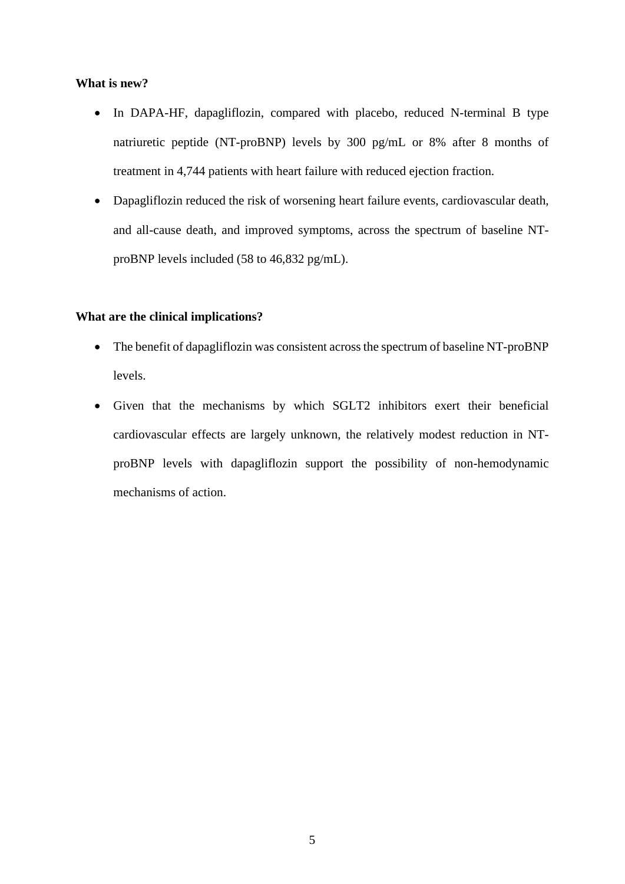**What is new?**

- In DAPA-HF, dapagliflozin, compared with placebo, reduced N-terminal B type natriuretic peptide (NT-proBNP) levels by 300 pg/mL or 8% after 8 months of treatment in 4,744 patients with heart failure with reduced ejection fraction.
- Dapagliflozin reduced the risk of worsening heart failure events, cardiovascular death, and all-cause death, and improved symptoms, across the spectrum of baseline NT-proBNP levels included (58 to 46,832 pg/mL).

**What are the clinical implications?**

- The benefit of dapagliflozin was consistent across the spectrum of baseline NT-proBNP levels.
- Given that the mechanisms by which SGLT2 inhibitors exert their beneficial cardiovascular effects are largely unknown, the relatively modest reduction in NT-proBNP levels with dapagliflozin support the possibility of non-hemodynamic mechanisms of action.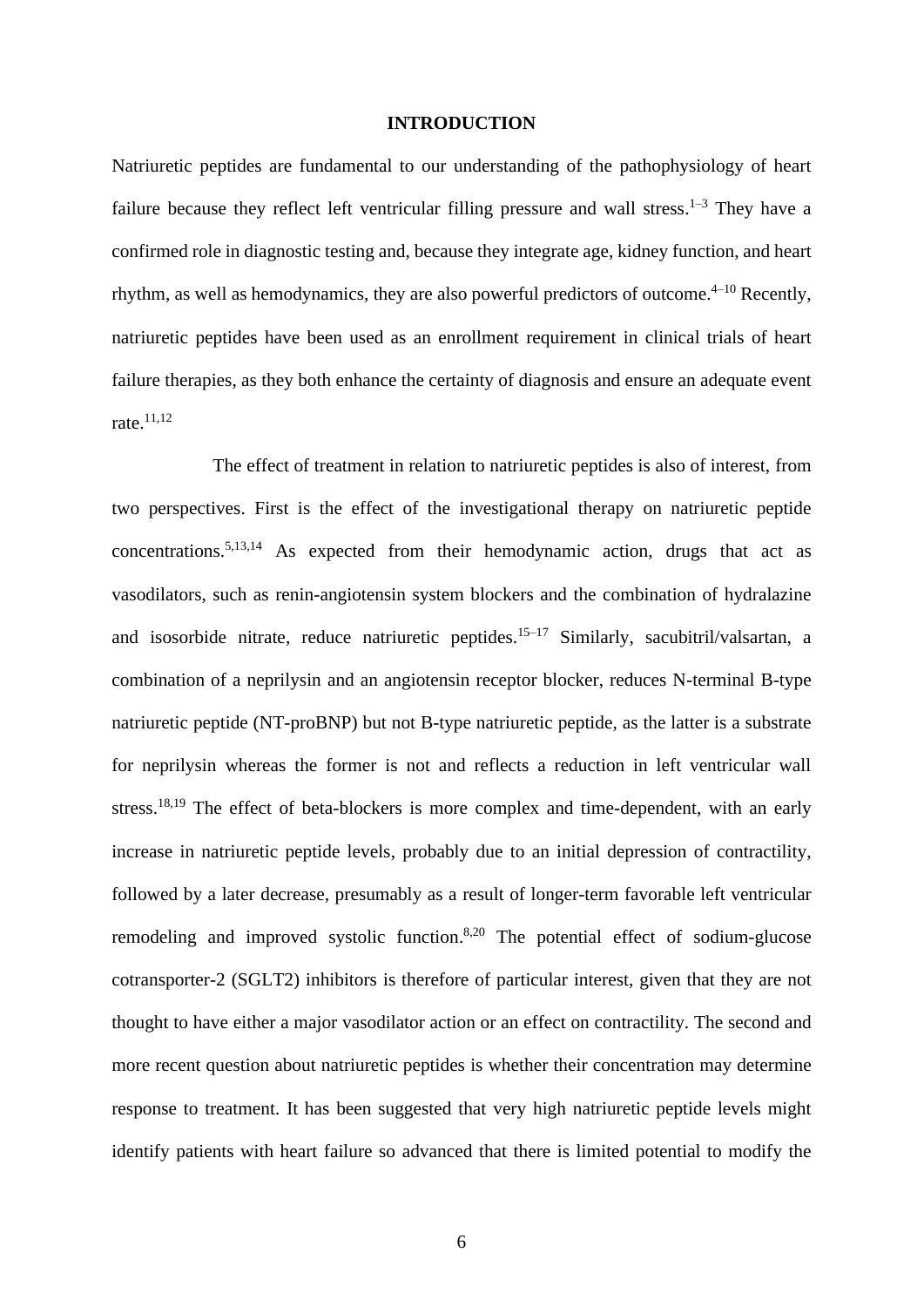# INTRODUCTION

Natriuretic peptides are fundamental to our understanding of the pathophysiology of heart failure because they reflect left ventricular filling pressure and wall stress.[1–3] They have a confirmed role in diagnostic testing and, because they integrate age, kidney function, and heart rhythm, as well as hemodynamics, they are also powerful predictors of outcome.[4–10] Recently, natriuretic peptides have been used as an enrollment requirement in clinical trials of heart failure therapies, as they both enhance the certainty of diagnosis and ensure an adequate event rate.[11,12]

The effect of treatment in relation to natriuretic peptides is also of interest, from two perspectives. First is the effect of the investigational therapy on natriuretic peptide concentrations.[5,13,14] As expected from their hemodynamic action, drugs that act as vasodilators, such as renin-angiotensin system blockers and the combination of hydralazine and isosorbide nitrate, reduce natriuretic peptides.[15–17] Similarly, sacubitril/valsartan, a combination of a neprilysin and an angiotensin receptor blocker, reduces N-terminal B-type natriuretic peptide (NT-proBNP) but not B-type natriuretic peptide, as the latter is a substrate for neprilysin whereas the former is not and reflects a reduction in left ventricular wall stress.[18,19] The effect of beta-blockers is more complex and time-dependent, with an early increase in natriuretic peptide levels, probably due to an initial depression of contractility, followed by a later decrease, presumably as a result of longer-term favorable left ventricular remodeling and improved systolic function.[8,20] The potential effect of sodium-glucose cotransporter-2 (SGLT2) inhibitors is therefore of particular interest, given that they are not thought to have either a major vasodilator action or an effect on contractility. The second and more recent question about natriuretic peptides is whether their concentration may determine response to treatment. It has been suggested that very high natriuretic peptide levels might identify patients with heart failure so advanced that there is limited potential to modify the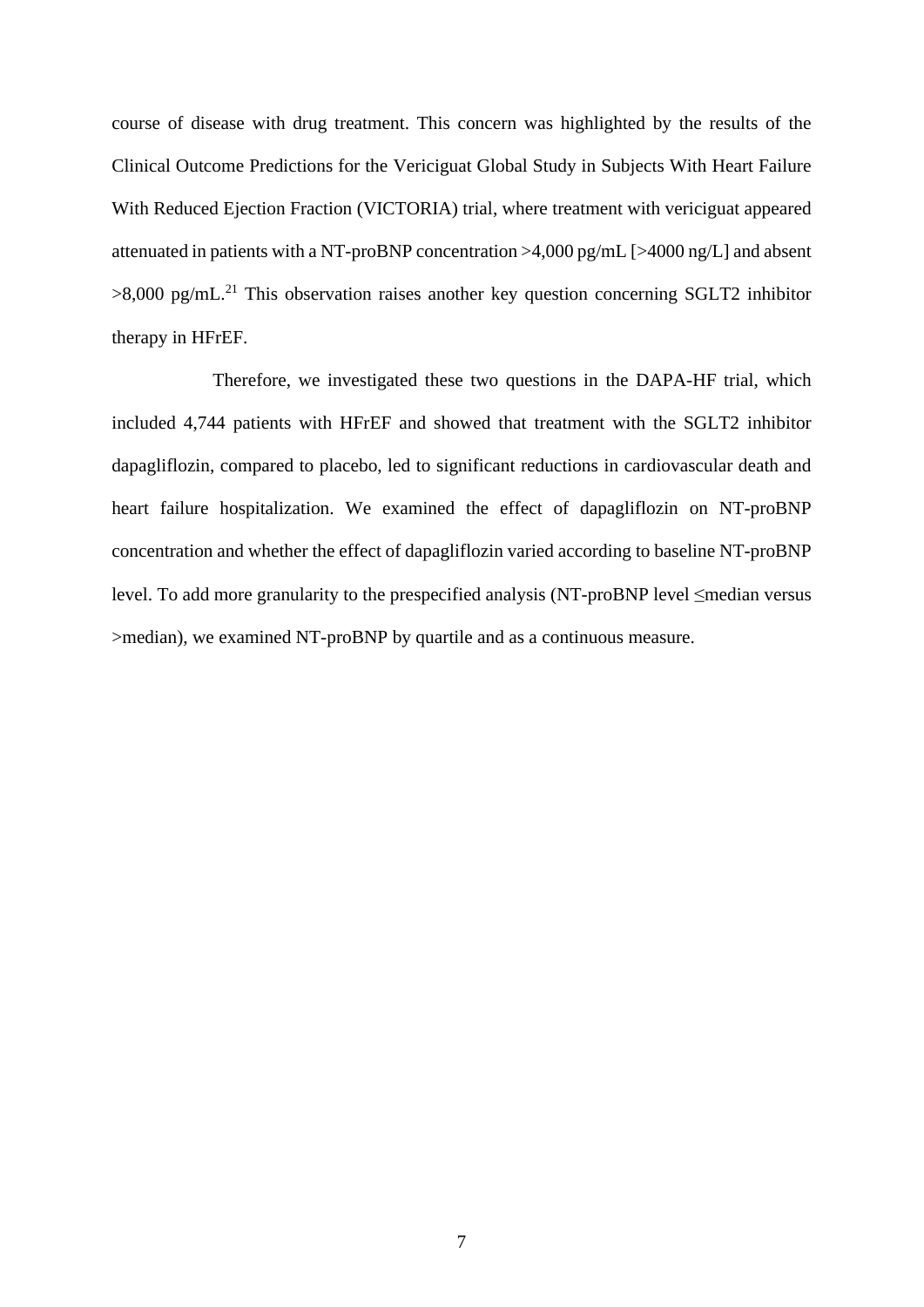course of disease with drug treatment. This concern was highlighted by the results of the Clinical Outcome Predictions for the Vericiguat Global Study in Subjects With Heart Failure With Reduced Ejection Fraction (VICTORIA) trial, where treatment with vericiguat appeared attenuated in patients with a NT-proBNP concentration >4,000 pg/mL [>4000 ng/L] and absent >8,000 pg/mL.[21] This observation raises another key question concerning SGLT2 inhibitor therapy in HFrEF.

Therefore, we investigated these two questions in the DAPA-HF trial, which included 4,744 patients with HFrEF and showed that treatment with the SGLT2 inhibitor dapagliflozin, compared to placebo, led to significant reductions in cardiovascular death and heart failure hospitalization. We examined the effect of dapagliflozin on NT-proBNP concentration and whether the effect of dapagliflozin varied according to baseline NT-proBNP level. To add more granularity to the prespecified analysis (NT-proBNP level ≤median versus >median), we examined NT-proBNP by quartile and as a continuous measure.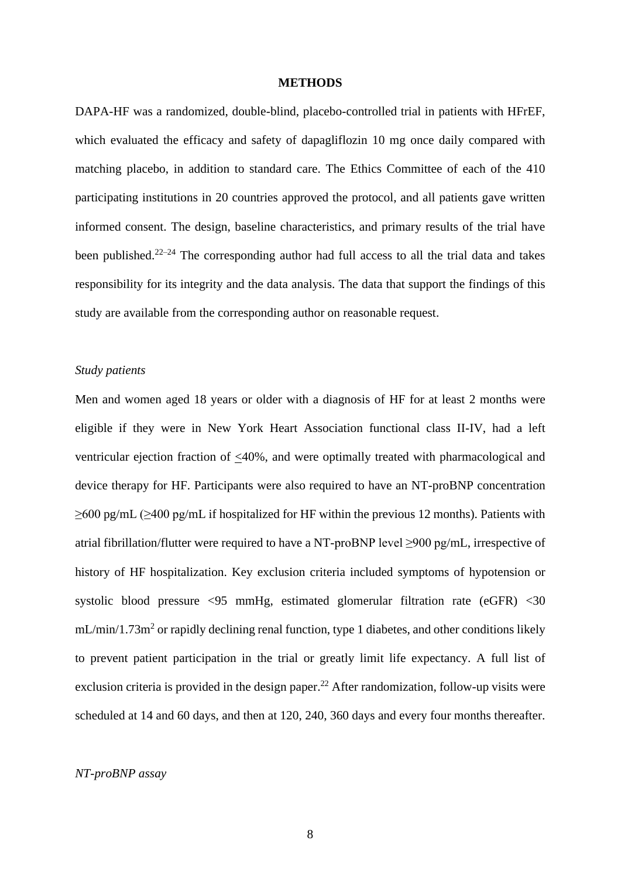## METHODS

DAPA-HF was a randomized, double-blind, placebo-controlled trial in patients with HFrEF, which evaluated the efficacy and safety of dapagliflozin 10 mg once daily compared with matching placebo, in addition to standard care. The Ethics Committee of each of the 410 participating institutions in 20 countries approved the protocol, and all patients gave written informed consent. The design, baseline characteristics, and primary results of the trial have been published.[22–24] The corresponding author had full access to all the trial data and takes responsibility for its integrity and the data analysis. The data that support the findings of this study are available from the corresponding author on reasonable request.

### *Study patients*

Men and women aged 18 years or older with a diagnosis of HF for at least 2 months were eligible if they were in New York Heart Association functional class II-IV, had a left ventricular ejection fraction of ≤40%, and were optimally treated with pharmacological and device therapy for HF. Participants were also required to have an NT-proBNP concentration ≥600 pg/mL (≥400 pg/mL if hospitalized for HF within the previous 12 months). Patients with atrial fibrillation/flutter were required to have a NT-proBNP level ≥900 pg/mL, irrespective of history of HF hospitalization. Key exclusion criteria included symptoms of hypotension or systolic blood pressure <95 mmHg, estimated glomerular filtration rate (eGFR) <30 mL/min/1.73m$^2$ or rapidly declining renal function, type 1 diabetes, and other conditions likely to prevent patient participation in the trial or greatly limit life expectancy. A full list of exclusion criteria is provided in the design paper.[22] After randomization, follow-up visits were scheduled at 14 and 60 days, and then at 120, 240, 360 days and every four months thereafter.

### *NT-proBNP assay*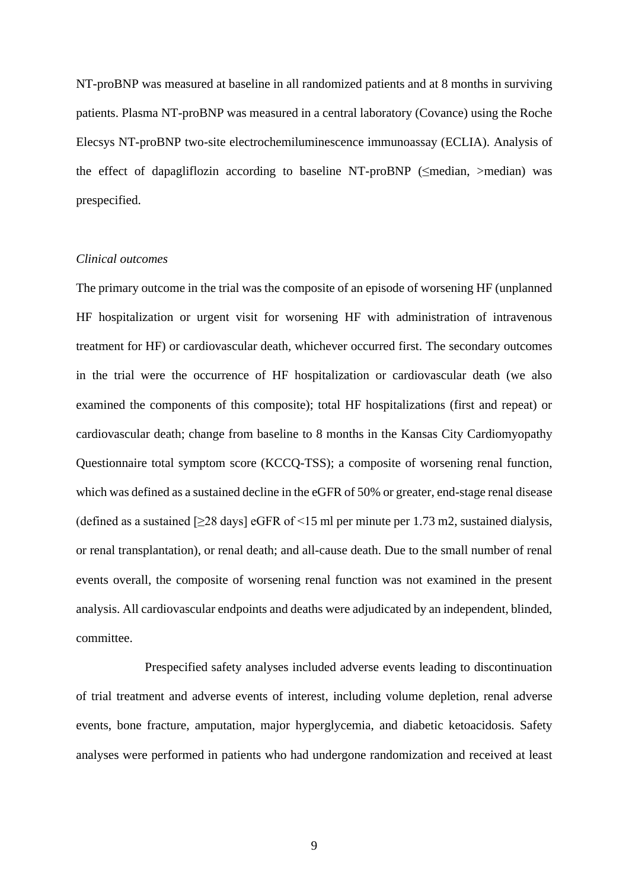NT-proBNP was measured at baseline in all randomized patients and at 8 months in surviving patients. Plasma NT-proBNP was measured in a central laboratory (Covance) using the Roche Elecsys NT-proBNP two-site electrochemiluminescence immunoassay (ECLIA). Analysis of the effect of dapagliflozin according to baseline NT-proBNP (≤median, >median) was prespecified.

*Clinical outcomes*

The primary outcome in the trial was the composite of an episode of worsening HF (unplanned HF hospitalization or urgent visit for worsening HF with administration of intravenous treatment for HF) or cardiovascular death, whichever occurred first. The secondary outcomes in the trial were the occurrence of HF hospitalization or cardiovascular death (we also examined the components of this composite); total HF hospitalizations (first and repeat) or cardiovascular death; change from baseline to 8 months in the Kansas City Cardiomyopathy Questionnaire total symptom score (KCCQ-TSS); a composite of worsening renal function, which was defined as a sustained decline in the eGFR of 50% or greater, end-stage renal disease (defined as a sustained [≥28 days] eGFR of <15 ml per minute per 1.73 m2, sustained dialysis, or renal transplantation), or renal death; and all-cause death. Due to the small number of renal events overall, the composite of worsening renal function was not examined in the present analysis. All cardiovascular endpoints and deaths were adjudicated by an independent, blinded, committee.

Prespecified safety analyses included adverse events leading to discontinuation of trial treatment and adverse events of interest, including volume depletion, renal adverse events, bone fracture, amputation, major hyperglycemia, and diabetic ketoacidosis. Safety analyses were performed in patients who had undergone randomization and received at least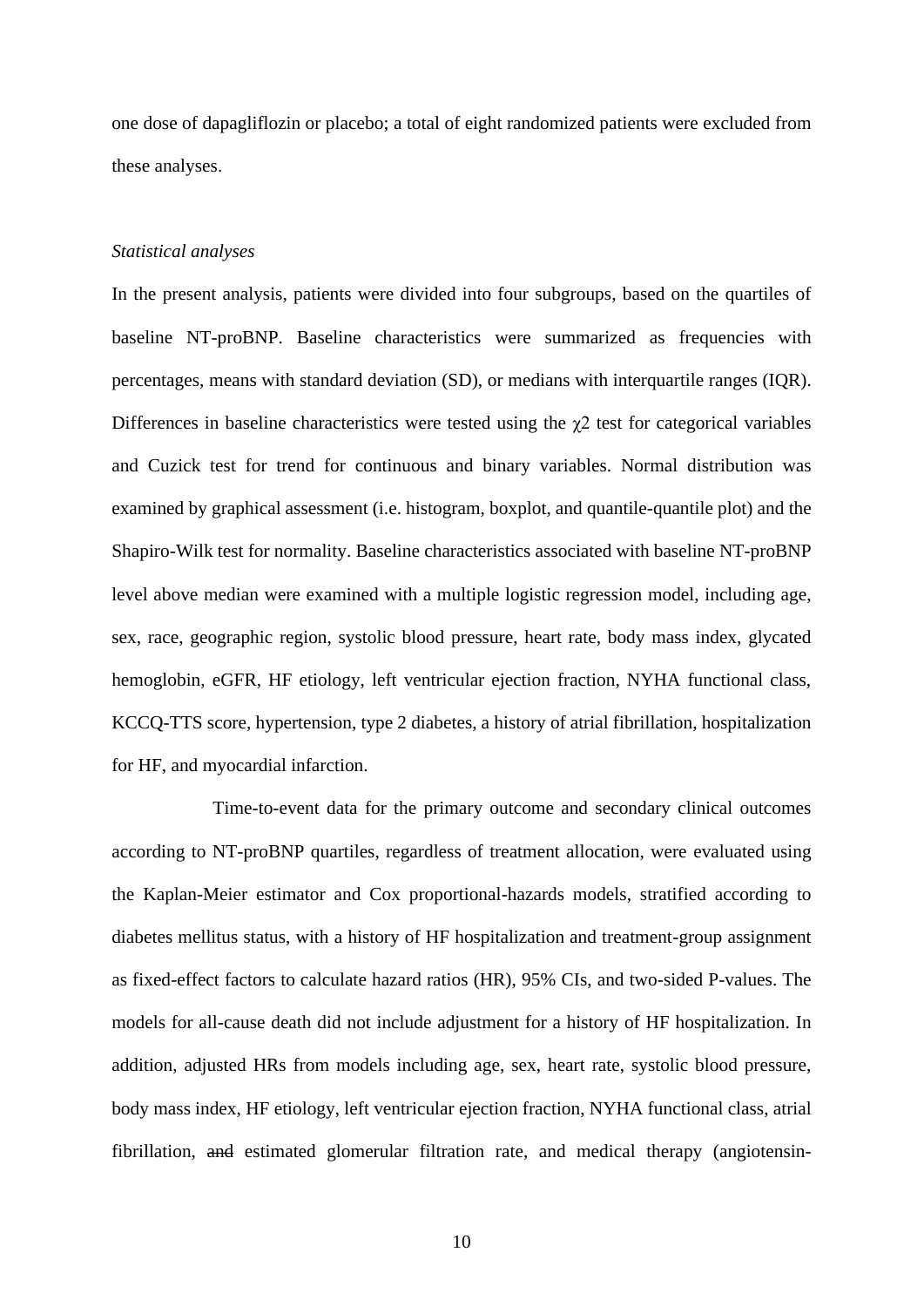one dose of dapagliflozin or placebo; a total of eight randomized patients were excluded from these analyses.

*Statistical analyses*

In the present analysis, patients were divided into four subgroups, based on the quartiles of baseline NT-proBNP. Baseline characteristics were summarized as frequencies with percentages, means with standard deviation (SD), or medians with interquartile ranges (IQR). Differences in baseline characteristics were tested using the $\chi 2$ test for categorical variables and Cuzick test for trend for continuous and binary variables. Normal distribution was examined by graphical assessment (i.e. histogram, boxplot, and quantile-quantile plot) and the Shapiro-Wilk test for normality. Baseline characteristics associated with baseline NT-proBNP level above median were examined with a multiple logistic regression model, including age, sex, race, geographic region, systolic blood pressure, heart rate, body mass index, glycated hemoglobin, eGFR, HF etiology, left ventricular ejection fraction, NYHA functional class, KCCQ-TTS score, hypertension, type 2 diabetes, a history of atrial fibrillation, hospitalization for HF, and myocardial infarction.

Time-to-event data for the primary outcome and secondary clinical outcomes according to NT-proBNP quartiles, regardless of treatment allocation, were evaluated using the Kaplan-Meier estimator and Cox proportional-hazards models, stratified according to diabetes mellitus status, with a history of HF hospitalization and treatment-group assignment as fixed-effect factors to calculate hazard ratios (HR), 95% CIs, and two-sided P-values. The models for all-cause death did not include adjustment for a history of HF hospitalization. In addition, adjusted HRs from models including age, sex, heart rate, systolic blood pressure, body mass index, HF etiology, left ventricular ejection fraction, NYHA functional class, atrial fibrillation, ~~and~~ estimated glomerular filtration rate, and medical therapy (angiotensin-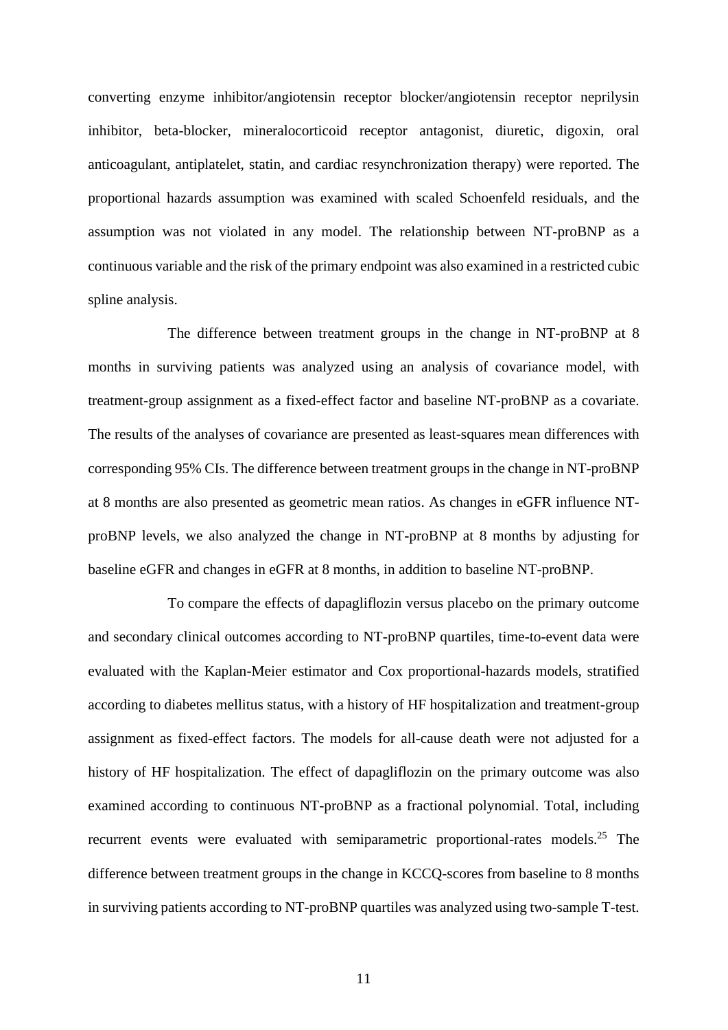converting enzyme inhibitor/angiotensin receptor blocker/angiotensin receptor neprilysin inhibitor, beta-blocker, mineralocorticoid receptor antagonist, diuretic, digoxin, oral anticoagulant, antiplatelet, statin, and cardiac resynchronization therapy) were reported. The proportional hazards assumption was examined with scaled Schoenfeld residuals, and the assumption was not violated in any model. The relationship between NT-proBNP as a continuous variable and the risk of the primary endpoint was also examined in a restricted cubic spline analysis.

The difference between treatment groups in the change in NT-proBNP at 8 months in surviving patients was analyzed using an analysis of covariance model, with treatment-group assignment as a fixed-effect factor and baseline NT-proBNP as a covariate. The results of the analyses of covariance are presented as least-squares mean differences with corresponding 95% CIs. The difference between treatment groups in the change in NT-proBNP at 8 months are also presented as geometric mean ratios. As changes in eGFR influence NT-proBNP levels, we also analyzed the change in NT-proBNP at 8 months by adjusting for baseline eGFR and changes in eGFR at 8 months, in addition to baseline NT-proBNP.

To compare the effects of dapagliflozin versus placebo on the primary outcome and secondary clinical outcomes according to NT-proBNP quartiles, time-to-event data were evaluated with the Kaplan-Meier estimator and Cox proportional-hazards models, stratified according to diabetes mellitus status, with a history of HF hospitalization and treatment-group assignment as fixed-effect factors. The models for all-cause death were not adjusted for a history of HF hospitalization. The effect of dapagliflozin on the primary outcome was also examined according to continuous NT-proBNP as a fractional polynomial. Total, including recurrent events were evaluated with semiparametric proportional-rates models.[25] The difference between treatment groups in the change in KCCQ-scores from baseline to 8 months in surviving patients according to NT-proBNP quartiles was analyzed using two-sample T-test.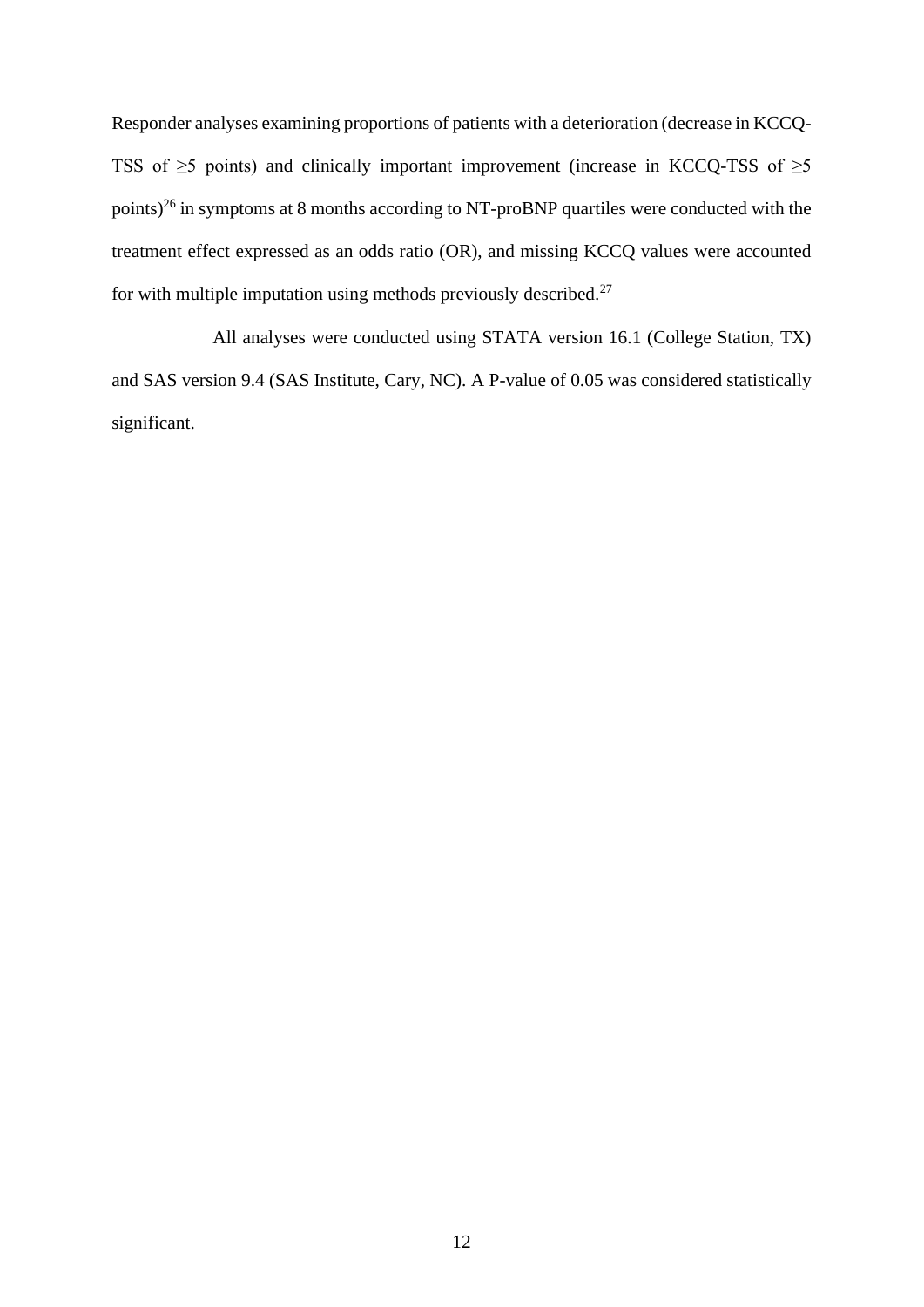Responder analyses examining proportions of patients with a deterioration (decrease in KCCQ-TSS of ≥5 points) and clinically important improvement (increase in KCCQ-TSS of ≥5 points)[26] in symptoms at 8 months according to NT-proBNP quartiles were conducted with the treatment effect expressed as an odds ratio (OR), and missing KCCQ values were accounted for with multiple imputation using methods previously described.[27]

All analyses were conducted using STATA version 16.1 (College Station, TX) and SAS version 9.4 (SAS Institute, Cary, NC). A P-value of 0.05 was considered statistically significant.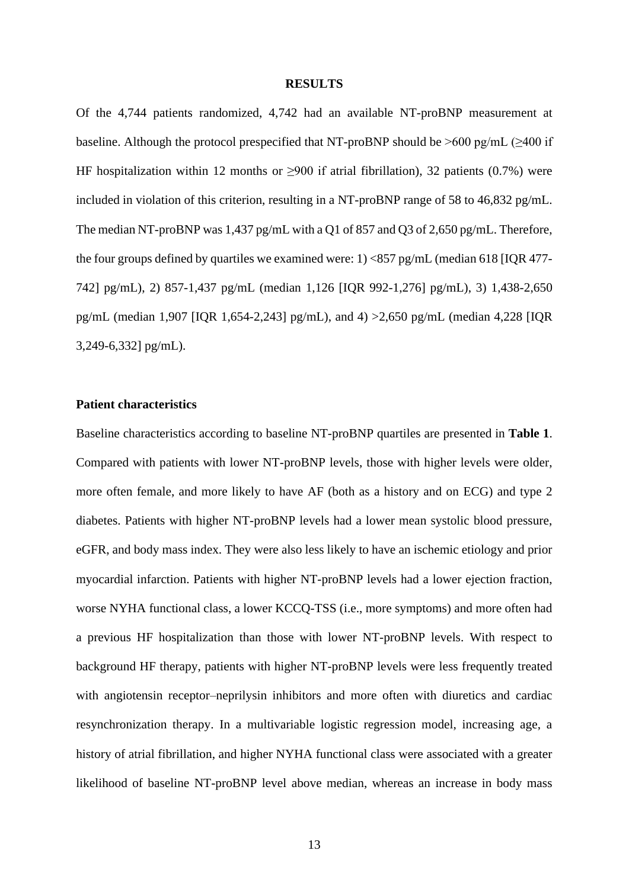# RESULTS

Of the 4,744 patients randomized, 4,742 had an available NT-proBNP measurement at baseline. Although the protocol prespecified that NT-proBNP should be >600 pg/mL (≥400 if HF hospitalization within 12 months or ≥900 if atrial fibrillation), 32 patients (0.7%) were included in violation of this criterion, resulting in a NT-proBNP range of 58 to 46,832 pg/mL. The median NT-proBNP was 1,437 pg/mL with a Q1 of 857 and Q3 of 2,650 pg/mL. Therefore, the four groups defined by quartiles we examined were: 1) <857 pg/mL (median 618 [IQR 477-742] pg/mL), 2) 857-1,437 pg/mL (median 1,126 [IQR 992-1,276] pg/mL), 3) 1,438-2,650 pg/mL (median 1,907 [IQR 1,654-2,243] pg/mL), and 4) >2,650 pg/mL (median 4,228 [IQR 3,249-6,332] pg/mL).

## Patient characteristics

Baseline characteristics according to baseline NT-proBNP quartiles are presented in **Table 1**. Compared with patients with lower NT-proBNP levels, those with higher levels were older, more often female, and more likely to have AF (both as a history and on ECG) and type 2 diabetes. Patients with higher NT-proBNP levels had a lower mean systolic blood pressure, eGFR, and body mass index. They were also less likely to have an ischemic etiology and prior myocardial infarction. Patients with higher NT-proBNP levels had a lower ejection fraction, worse NYHA functional class, a lower KCCQ-TSS (i.e., more symptoms) and more often had a previous HF hospitalization than those with lower NT-proBNP levels. With respect to background HF therapy, patients with higher NT-proBNP levels were less frequently treated with angiotensin receptor–neprilysin inhibitors and more often with diuretics and cardiac resynchronization therapy. In a multivariable logistic regression model, increasing age, a history of atrial fibrillation, and higher NYHA functional class were associated with a greater likelihood of baseline NT-proBNP level above median, whereas an increase in body mass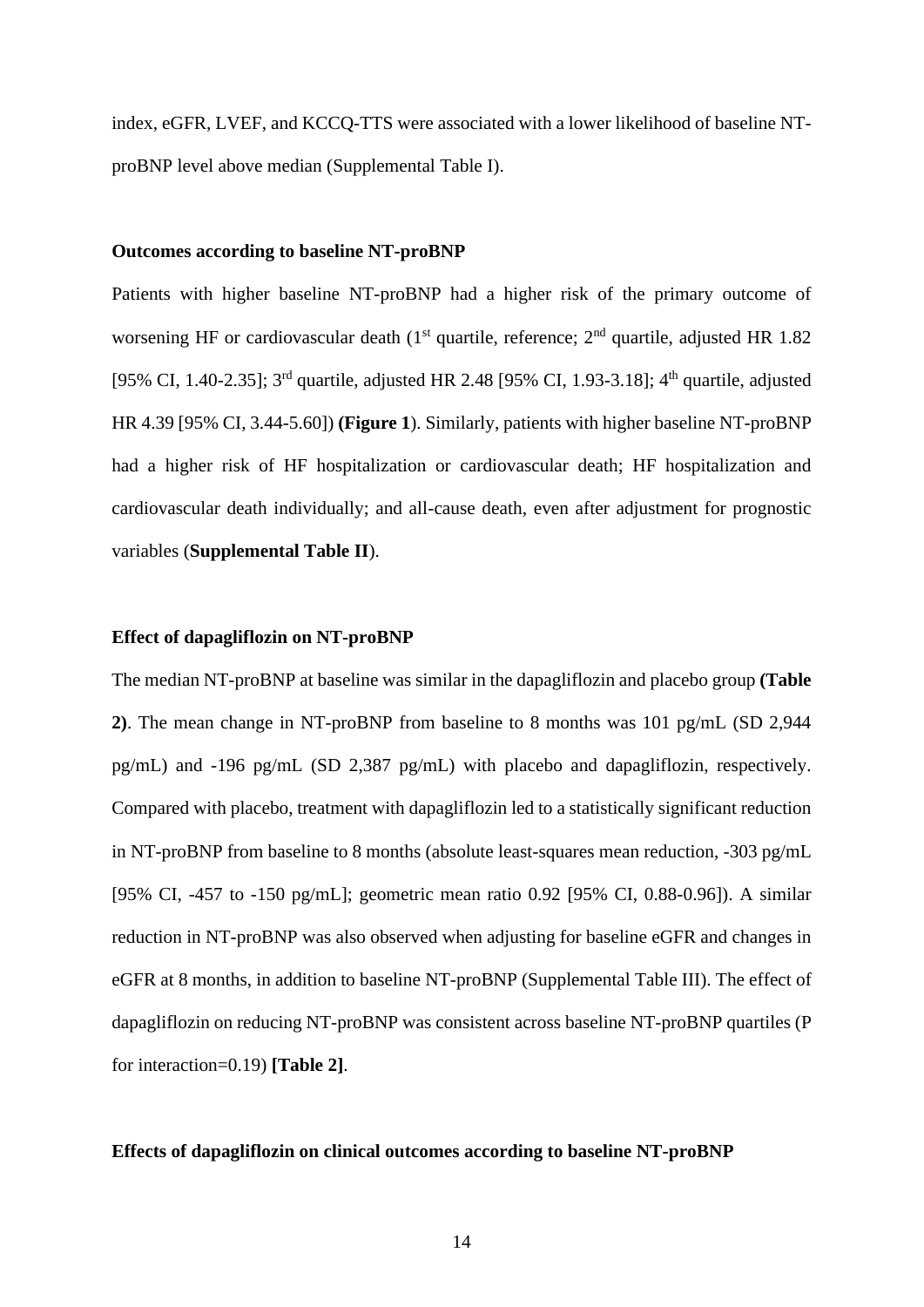index, eGFR, LVEF, and KCCQ-TTS were associated with a lower likelihood of baseline NT-proBNP level above median (Supplemental Table I).

### Outcomes according to baseline NT-proBNP

Patients with higher baseline NT-proBNP had a higher risk of the primary outcome of worsening HF or cardiovascular death (1$^{st}$ quartile, reference; 2$^{nd}$ quartile, adjusted HR 1.82 [95% CI, 1.40-2.35]; 3$^{rd}$ quartile, adjusted HR 2.48 [95% CI, 1.93-3.18]; 4$^{th}$ quartile, adjusted HR 4.39 [95% CI, 3.44-5.60]) **(Figure 1**). Similarly, patients with higher baseline NT-proBNP had a higher risk of HF hospitalization or cardiovascular death; HF hospitalization and cardiovascular death individually; and all-cause death, even after adjustment for prognostic variables (**Supplemental Table II**).

### Effect of dapagliflozin on NT-proBNP

The median NT-proBNP at baseline was similar in the dapagliflozin and placebo group **(Table 2)**. The mean change in NT-proBNP from baseline to 8 months was 101 pg/mL (SD 2,944 pg/mL) and -196 pg/mL (SD 2,387 pg/mL) with placebo and dapagliflozin, respectively. Compared with placebo, treatment with dapagliflozin led to a statistically significant reduction in NT-proBNP from baseline to 8 months (absolute least-squares mean reduction, -303 pg/mL [95% CI, -457 to -150 pg/mL]; geometric mean ratio 0.92 [95% CI, 0.88-0.96]). A similar reduction in NT-proBNP was also observed when adjusting for baseline eGFR and changes in eGFR at 8 months, in addition to baseline NT-proBNP (Supplemental Table III). The effect of dapagliflozin on reducing NT-proBNP was consistent across baseline NT-proBNP quartiles (P for interaction=0.19) **[Table 2]**.

### Effects of dapagliflozin on clinical outcomes according to baseline NT-proBNP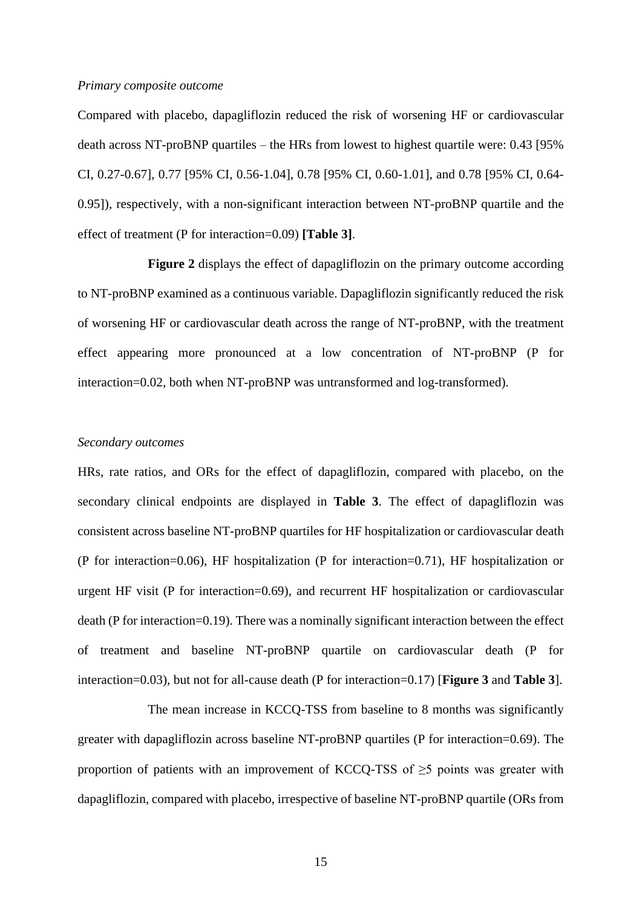*Primary composite outcome*

Compared with placebo, dapagliflozin reduced the risk of worsening HF or cardiovascular death across NT-proBNP quartiles – the HRs from lowest to highest quartile were: 0.43 [95% CI, 0.27-0.67], 0.77 [95% CI, 0.56-1.04], 0.78 [95% CI, 0.60-1.01], and 0.78 [95% CI, 0.64-0.95]), respectively, with a non-significant interaction between NT-proBNP quartile and the effect of treatment (P for interaction=0.09) **[Table 3]**.

**Figure 2** displays the effect of dapagliflozin on the primary outcome according to NT-proBNP examined as a continuous variable. Dapagliflozin significantly reduced the risk of worsening HF or cardiovascular death across the range of NT-proBNP, with the treatment effect appearing more pronounced at a low concentration of NT-proBNP (P for interaction=0.02, both when NT-proBNP was untransformed and log-transformed).

*Secondary outcomes*

HRs, rate ratios, and ORs for the effect of dapagliflozin, compared with placebo, on the secondary clinical endpoints are displayed in **Table 3**. The effect of dapagliflozin was consistent across baseline NT-proBNP quartiles for HF hospitalization or cardiovascular death (P for interaction=0.06), HF hospitalization (P for interaction=0.71), HF hospitalization or urgent HF visit (P for interaction=0.69), and recurrent HF hospitalization or cardiovascular death (P for interaction=0.19). There was a nominally significant interaction between the effect of treatment and baseline NT-proBNP quartile on cardiovascular death (P for interaction=0.03), but not for all-cause death (P for interaction=0.17) [**Figure 3** and **Table 3**].

The mean increase in KCCQ-TSS from baseline to 8 months was significantly greater with dapagliflozin across baseline NT-proBNP quartiles (P for interaction=0.69). The proportion of patients with an improvement of KCCQ-TSS of ≥5 points was greater with dapagliflozin, compared with placebo, irrespective of baseline NT-proBNP quartile (ORs from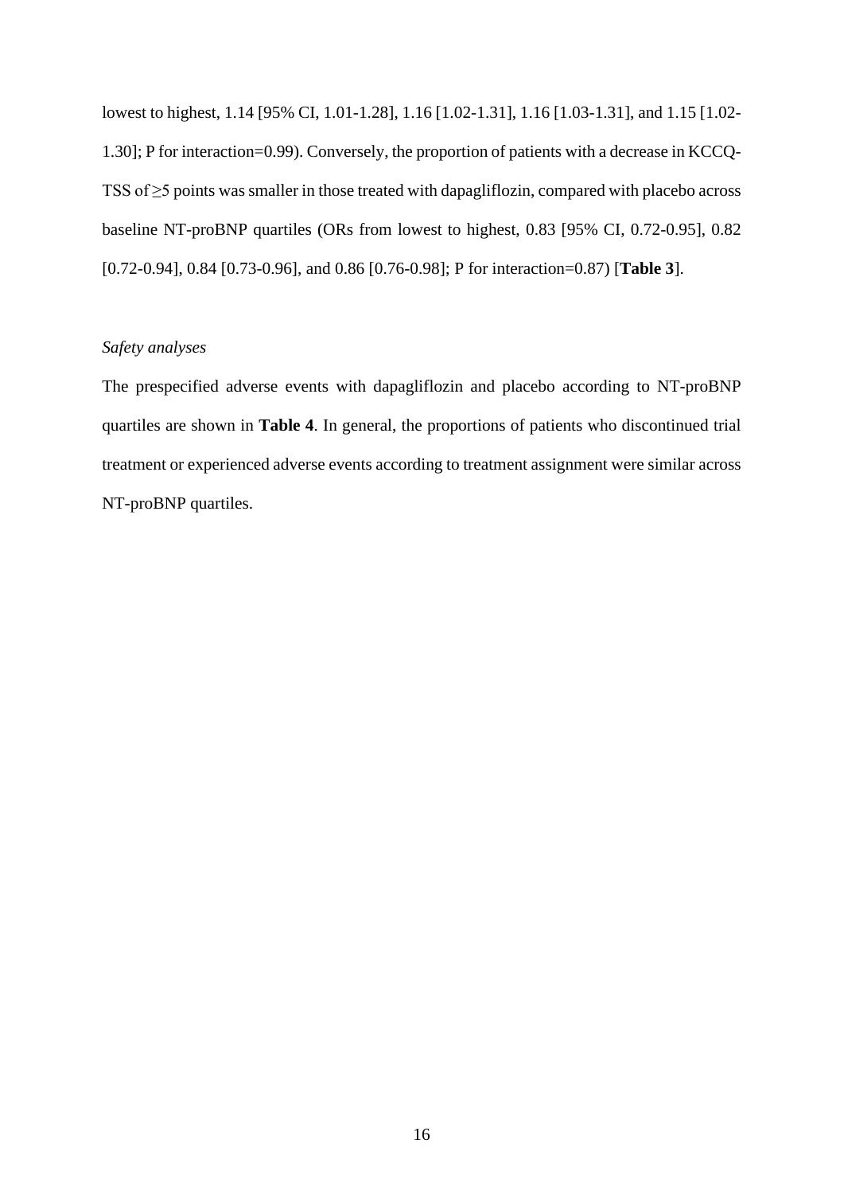lowest to highest, 1.14 [95% CI, 1.01-1.28], 1.16 [1.02-1.31], 1.16 [1.03-1.31], and 1.15 [1.02-1.30]; P for interaction=0.99). Conversely, the proportion of patients with a decrease in KCCQ-TSS of ≥5 points was smaller in those treated with dapagliflozin, compared with placebo across baseline NT-proBNP quartiles (ORs from lowest to highest, 0.83 [95% CI, 0.72-0.95], 0.82 [0.72-0.94], 0.84 [0.73-0.96], and 0.86 [0.76-0.98]; P for interaction=0.87) [**Table 3**].

*Safety analyses*

The prespecified adverse events with dapagliflozin and placebo according to NT-proBNP quartiles are shown in **Table 4**. In general, the proportions of patients who discontinued trial treatment or experienced adverse events according to treatment assignment were similar across NT-proBNP quartiles.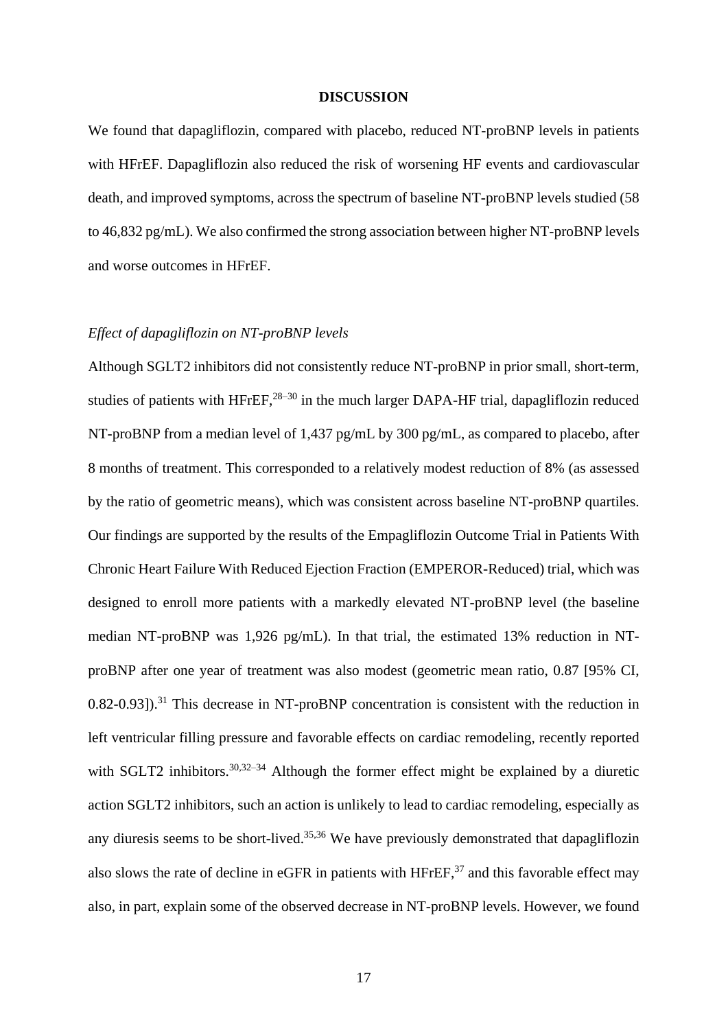# DISCUSSION

We found that dapagliflozin, compared with placebo, reduced NT-proBNP levels in patients with HFrEF. Dapagliflozin also reduced the risk of worsening HF events and cardiovascular death, and improved symptoms, across the spectrum of baseline NT-proBNP levels studied (58 to 46,832 pg/mL). We also confirmed the strong association between higher NT-proBNP levels and worse outcomes in HFrEF.

*Effect of dapagliflozin on NT-proBNP levels*

Although SGLT2 inhibitors did not consistently reduce NT-proBNP in prior small, short-term, studies of patients with HFrEF,[28–30] in the much larger DAPA-HF trial, dapagliflozin reduced NT-proBNP from a median level of 1,437 pg/mL by 300 pg/mL, as compared to placebo, after 8 months of treatment. This corresponded to a relatively modest reduction of 8% (as assessed by the ratio of geometric means), which was consistent across baseline NT-proBNP quartiles. Our findings are supported by the results of the Empagliflozin Outcome Trial in Patients With Chronic Heart Failure With Reduced Ejection Fraction (EMPEROR-Reduced) trial, which was designed to enroll more patients with a markedly elevated NT-proBNP level (the baseline median NT-proBNP was 1,926 pg/mL). In that trial, the estimated 13% reduction in NT-proBNP after one year of treatment was also modest (geometric mean ratio, 0.87 [95% CI, 0.82-0.93]).[31] This decrease in NT-proBNP concentration is consistent with the reduction in left ventricular filling pressure and favorable effects on cardiac remodeling, recently reported with SGLT2 inhibitors.[30,32–34] Although the former effect might be explained by a diuretic action SGLT2 inhibitors, such an action is unlikely to lead to cardiac remodeling, especially as any diuresis seems to be short-lived.[35,36] We have previously demonstrated that dapagliflozin also slows the rate of decline in eGFR in patients with HFrEF,[37] and this favorable effect may also, in part, explain some of the observed decrease in NT-proBNP levels. However, we found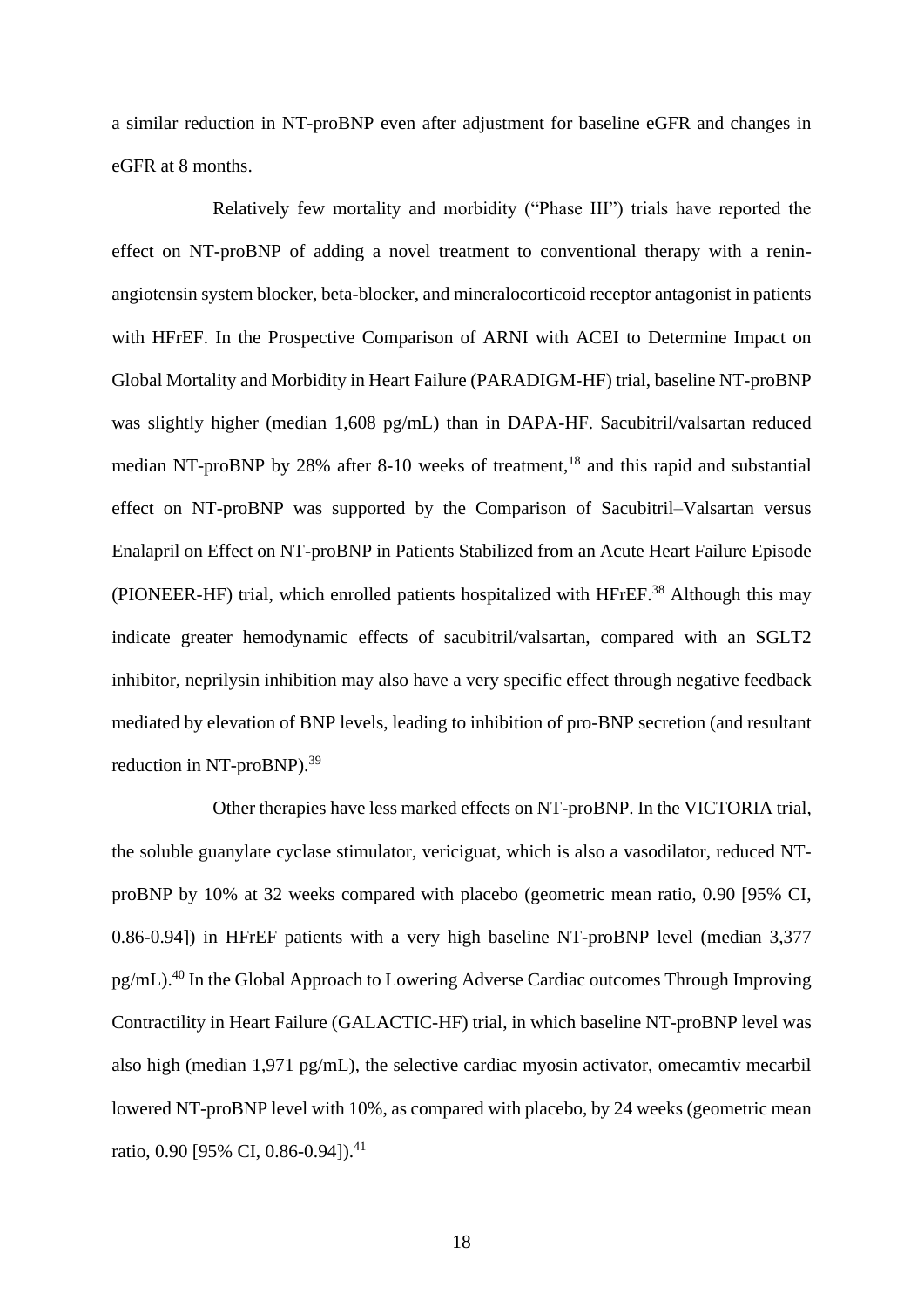a similar reduction in NT-proBNP even after adjustment for baseline eGFR and changes in eGFR at 8 months.

Relatively few mortality and morbidity ("Phase III") trials have reported the effect on NT-proBNP of adding a novel treatment to conventional therapy with a renin-angiotensin system blocker, beta-blocker, and mineralocorticoid receptor antagonist in patients with HFrEF. In the Prospective Comparison of ARNI with ACEI to Determine Impact on Global Mortality and Morbidity in Heart Failure (PARADIGM-HF) trial, baseline NT-proBNP was slightly higher (median 1,608 pg/mL) than in DAPA-HF. Sacubitril/valsartan reduced median NT-proBNP by 28% after 8-10 weeks of treatment,[18] and this rapid and substantial effect on NT-proBNP was supported by the Comparison of Sacubitril–Valsartan versus Enalapril on Effect on NT-proBNP in Patients Stabilized from an Acute Heart Failure Episode (PIONEER-HF) trial, which enrolled patients hospitalized with HFrEF.[38] Although this may indicate greater hemodynamic effects of sacubitril/valsartan, compared with an SGLT2 inhibitor, neprilysin inhibition may also have a very specific effect through negative feedback mediated by elevation of BNP levels, leading to inhibition of pro-BNP secretion (and resultant reduction in NT-proBNP).[39]

Other therapies have less marked effects on NT-proBNP. In the VICTORIA trial, the soluble guanylate cyclase stimulator, vericiguat, which is also a vasodilator, reduced NT-proBNP by 10% at 32 weeks compared with placebo (geometric mean ratio, 0.90 [95% CI, 0.86-0.94]) in HFrEF patients with a very high baseline NT-proBNP level (median 3,377 pg/mL).[40] In the Global Approach to Lowering Adverse Cardiac outcomes Through Improving Contractility in Heart Failure (GALACTIC-HF) trial, in which baseline NT-proBNP level was also high (median 1,971 pg/mL), the selective cardiac myosin activator, omecamtiv mecarbil lowered NT-proBNP level with 10%, as compared with placebo, by 24 weeks (geometric mean ratio, 0.90 [95% CI, 0.86-0.94]).[41]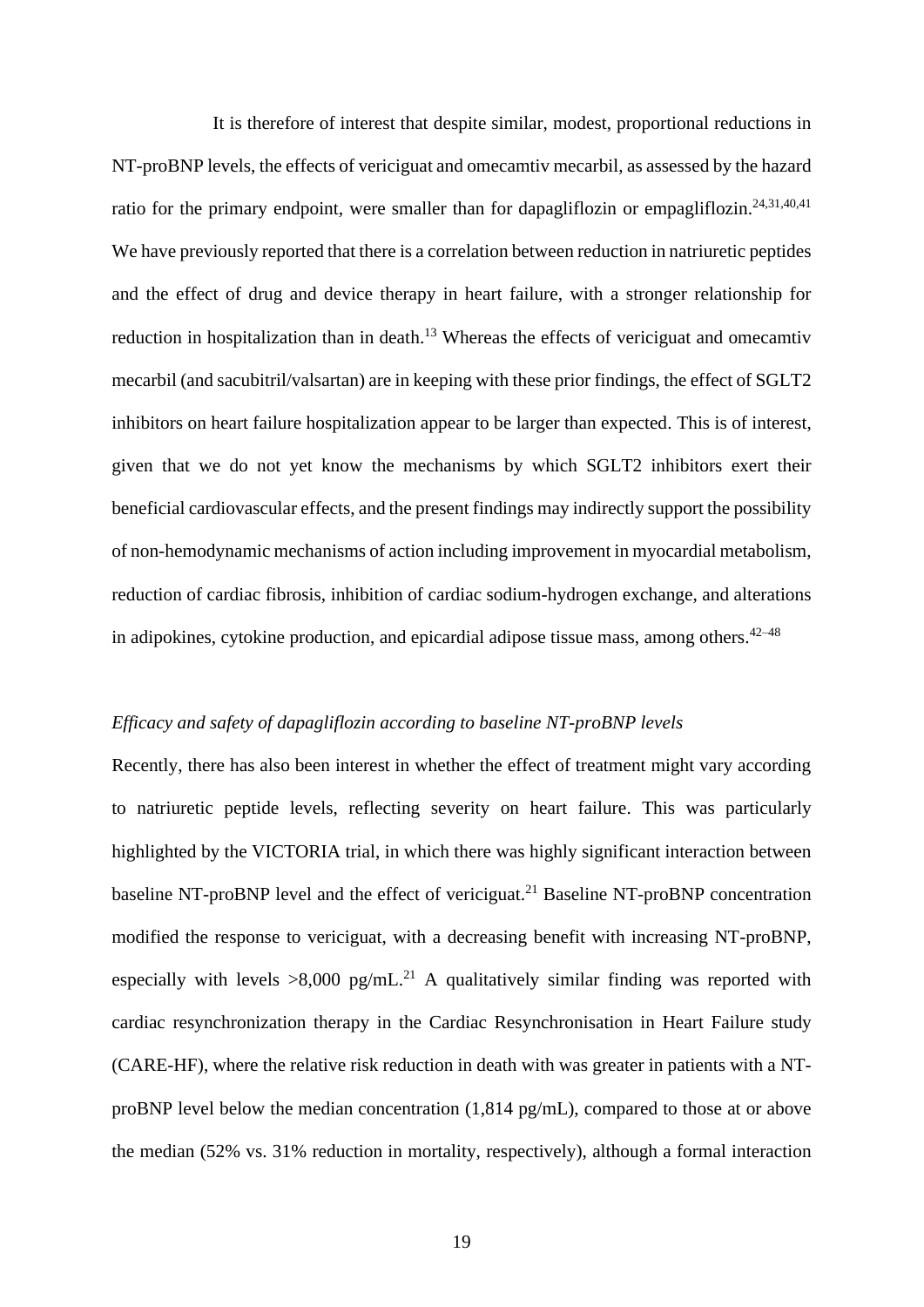It is therefore of interest that despite similar, modest, proportional reductions in NT-proBNP levels, the effects of vericiguat and omecamtiv mecarbil, as assessed by the hazard ratio for the primary endpoint, were smaller than for dapagliflozin or empagliflozin.[24,31,40,41] We have previously reported that there is a correlation between reduction in natriuretic peptides and the effect of drug and device therapy in heart failure, with a stronger relationship for reduction in hospitalization than in death.[13] Whereas the effects of vericiguat and omecamtiv mecarbil (and sacubitril/valsartan) are in keeping with these prior findings, the effect of SGLT2 inhibitors on heart failure hospitalization appear to be larger than expected. This is of interest, given that we do not yet know the mechanisms by which SGLT2 inhibitors exert their beneficial cardiovascular effects, and the present findings may indirectly support the possibility of non-hemodynamic mechanisms of action including improvement in myocardial metabolism, reduction of cardiac fibrosis, inhibition of cardiac sodium-hydrogen exchange, and alterations in adipokines, cytokine production, and epicardial adipose tissue mass, among others.[42–48]

*Efficacy and safety of dapagliflozin according to baseline NT-proBNP levels*

Recently, there has also been interest in whether the effect of treatment might vary according to natriuretic peptide levels, reflecting severity on heart failure. This was particularly highlighted by the VICTORIA trial, in which there was highly significant interaction between baseline NT-proBNP level and the effect of vericiguat.[21] Baseline NT-proBNP concentration modified the response to vericiguat, with a decreasing benefit with increasing NT-proBNP, especially with levels >8,000 pg/mL.[21] A qualitatively similar finding was reported with cardiac resynchronization therapy in the Cardiac Resynchronisation in Heart Failure study (CARE-HF), where the relative risk reduction in death with was greater in patients with a NT-proBNP level below the median concentration (1,814 pg/mL), compared to those at or above the median (52% vs. 31% reduction in mortality, respectively), although a formal interaction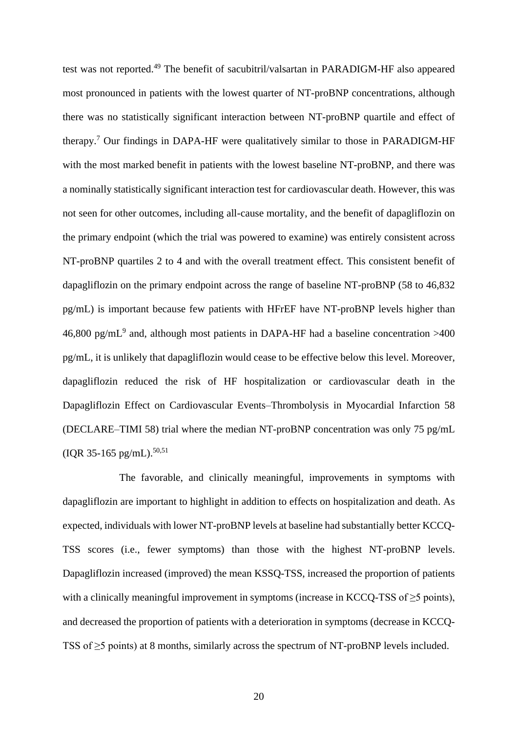test was not reported.[49] The benefit of sacubitril/valsartan in PARADIGM-HF also appeared most pronounced in patients with the lowest quarter of NT-proBNP concentrations, although there was no statistically significant interaction between NT-proBNP quartile and effect of therapy.[7] Our findings in DAPA-HF were qualitatively similar to those in PARADIGM-HF with the most marked benefit in patients with the lowest baseline NT-proBNP, and there was a nominally statistically significant interaction test for cardiovascular death. However, this was not seen for other outcomes, including all-cause mortality, and the benefit of dapagliflozin on the primary endpoint (which the trial was powered to examine) was entirely consistent across NT-proBNP quartiles 2 to 4 and with the overall treatment effect. This consistent benefit of dapagliflozin on the primary endpoint across the range of baseline NT-proBNP (58 to 46,832 pg/mL) is important because few patients with HFrEF have NT-proBNP levels higher than 46,800 pg/mL[9] and, although most patients in DAPA-HF had a baseline concentration >400 pg/mL, it is unlikely that dapagliflozin would cease to be effective below this level. Moreover, dapagliflozin reduced the risk of HF hospitalization or cardiovascular death in the Dapagliflozin Effect on Cardiovascular Events–Thrombolysis in Myocardial Infarction 58 (DECLARE–TIMI 58) trial where the median NT-proBNP concentration was only 75 pg/mL (IQR 35-165 pg/mL).[50,51]

The favorable, and clinically meaningful, improvements in symptoms with dapagliflozin are important to highlight in addition to effects on hospitalization and death. As expected, individuals with lower NT-proBNP levels at baseline had substantially better KCCQ-TSS scores (i.e., fewer symptoms) than those with the highest NT-proBNP levels. Dapagliflozin increased (improved) the mean KSSQ-TSS, increased the proportion of patients with a clinically meaningful improvement in symptoms (increase in KCCQ-TSS of ≥5 points), and decreased the proportion of patients with a deterioration in symptoms (decrease in KCCQ-TSS of ≥5 points) at 8 months, similarly across the spectrum of NT-proBNP levels included.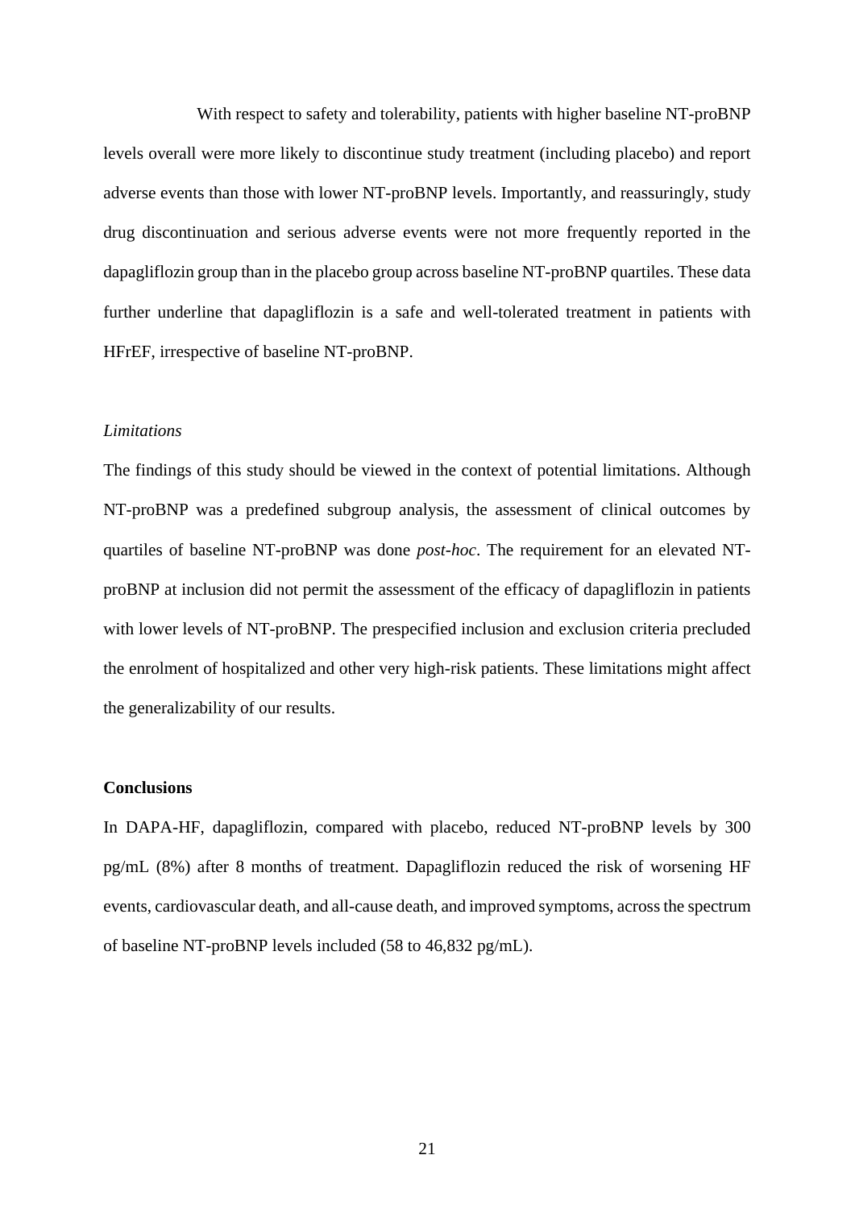With respect to safety and tolerability, patients with higher baseline NT-proBNP levels overall were more likely to discontinue study treatment (including placebo) and report adverse events than those with lower NT-proBNP levels. Importantly, and reassuringly, study drug discontinuation and serious adverse events were not more frequently reported in the dapagliflozin group than in the placebo group across baseline NT-proBNP quartiles. These data further underline that dapagliflozin is a safe and well-tolerated treatment in patients with HFrEF, irrespective of baseline NT-proBNP.

*Limitations*

The findings of this study should be viewed in the context of potential limitations. Although NT-proBNP was a predefined subgroup analysis, the assessment of clinical outcomes by quartiles of baseline NT-proBNP was done *post-hoc*. The requirement for an elevated NT-proBNP at inclusion did not permit the assessment of the efficacy of dapagliflozin in patients with lower levels of NT-proBNP. The prespecified inclusion and exclusion criteria precluded the enrolment of hospitalized and other very high-risk patients. These limitations might affect the generalizability of our results.

## Conclusions

In DAPA-HF, dapagliflozin, compared with placebo, reduced NT-proBNP levels by 300 pg/mL (8%) after 8 months of treatment. Dapagliflozin reduced the risk of worsening HF events, cardiovascular death, and all-cause death, and improved symptoms, across the spectrum of baseline NT-proBNP levels included (58 to 46,832 pg/mL).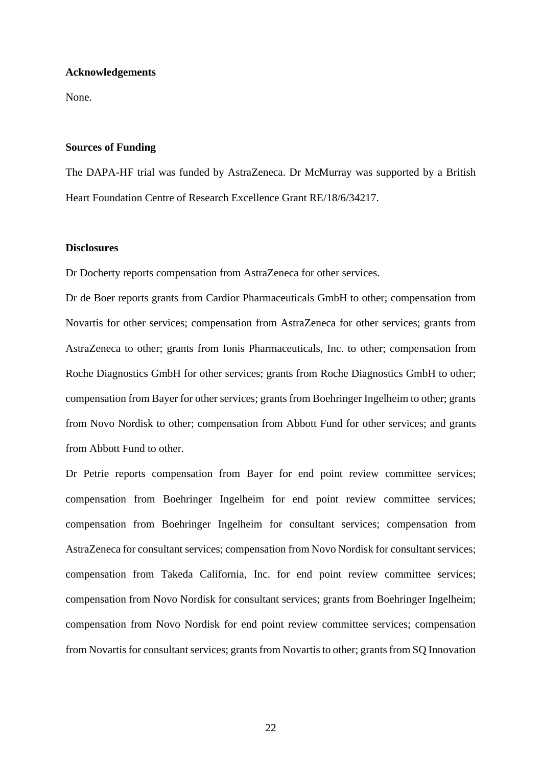**Acknowledgements**

None.

**Sources of Funding**

The DAPA-HF trial was funded by AstraZeneca. Dr McMurray was supported by a British Heart Foundation Centre of Research Excellence Grant RE/18/6/34217.

**Disclosures**

Dr Docherty reports compensation from AstraZeneca for other services.

Dr de Boer reports grants from Cardior Pharmaceuticals GmbH to other; compensation from Novartis for other services; compensation from AstraZeneca for other services; grants from AstraZeneca to other; grants from Ionis Pharmaceuticals, Inc. to other; compensation from Roche Diagnostics GmbH for other services; grants from Roche Diagnostics GmbH to other; compensation from Bayer for other services; grants from Boehringer Ingelheim to other; grants from Novo Nordisk to other; compensation from Abbott Fund for other services; and grants from Abbott Fund to other.

Dr Petrie reports compensation from Bayer for end point review committee services; compensation from Boehringer Ingelheim for end point review committee services; compensation from Boehringer Ingelheim for consultant services; compensation from AstraZeneca for consultant services; compensation from Novo Nordisk for consultant services; compensation from Takeda California, Inc. for end point review committee services; compensation from Novo Nordisk for consultant services; grants from Boehringer Ingelheim; compensation from Novo Nordisk for end point review committee services; compensation from Novartis for consultant services; grants from Novartis to other; grants from SQ Innovation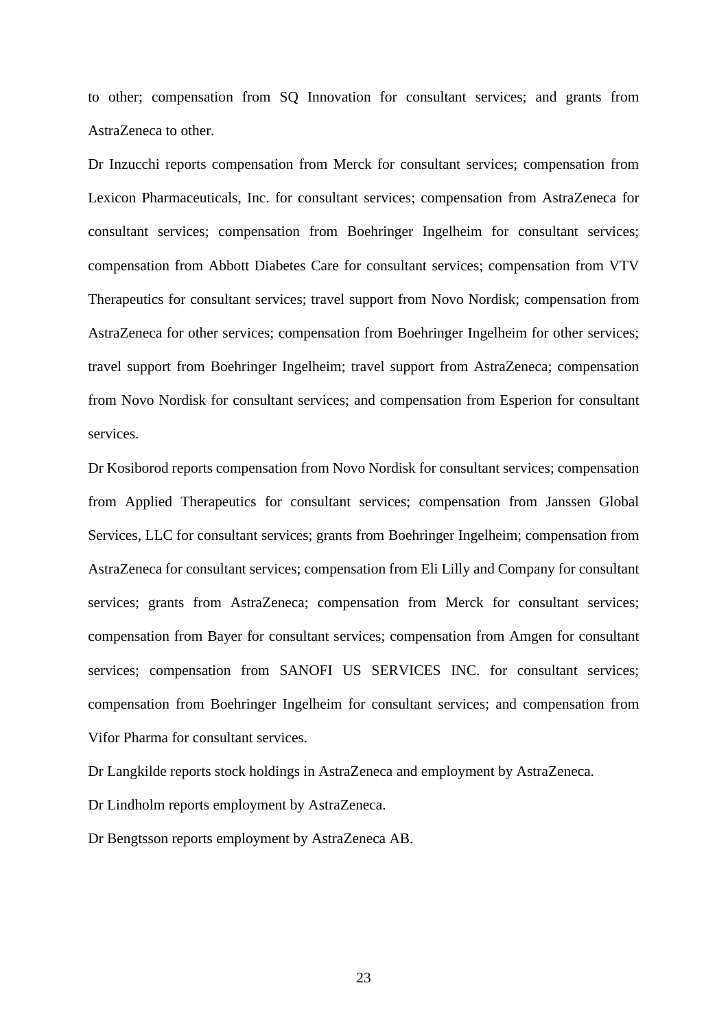to other; compensation from SQ Innovation for consultant services; and grants from AstraZeneca to other.

Dr Inzucchi reports compensation from Merck for consultant services; compensation from Lexicon Pharmaceuticals, Inc. for consultant services; compensation from AstraZeneca for consultant services; compensation from Boehringer Ingelheim for consultant services; compensation from Abbott Diabetes Care for consultant services; compensation from VTV Therapeutics for consultant services; travel support from Novo Nordisk; compensation from AstraZeneca for other services; compensation from Boehringer Ingelheim for other services; travel support from Boehringer Ingelheim; travel support from AstraZeneca; compensation from Novo Nordisk for consultant services; and compensation from Esperion for consultant services.

Dr Kosiborod reports compensation from Novo Nordisk for consultant services; compensation from Applied Therapeutics for consultant services; compensation from Janssen Global Services, LLC for consultant services; grants from Boehringer Ingelheim; compensation from AstraZeneca for consultant services; compensation from Eli Lilly and Company for consultant services; grants from AstraZeneca; compensation from Merck for consultant services; compensation from Bayer for consultant services; compensation from Amgen for consultant services; compensation from SANOFI US SERVICES INC. for consultant services; compensation from Boehringer Ingelheim for consultant services; and compensation from Vifor Pharma for consultant services.

Dr Langkilde reports stock holdings in AstraZeneca and employment by AstraZeneca.

Dr Lindholm reports employment by AstraZeneca.

Dr Bengtsson reports employment by AstraZeneca AB.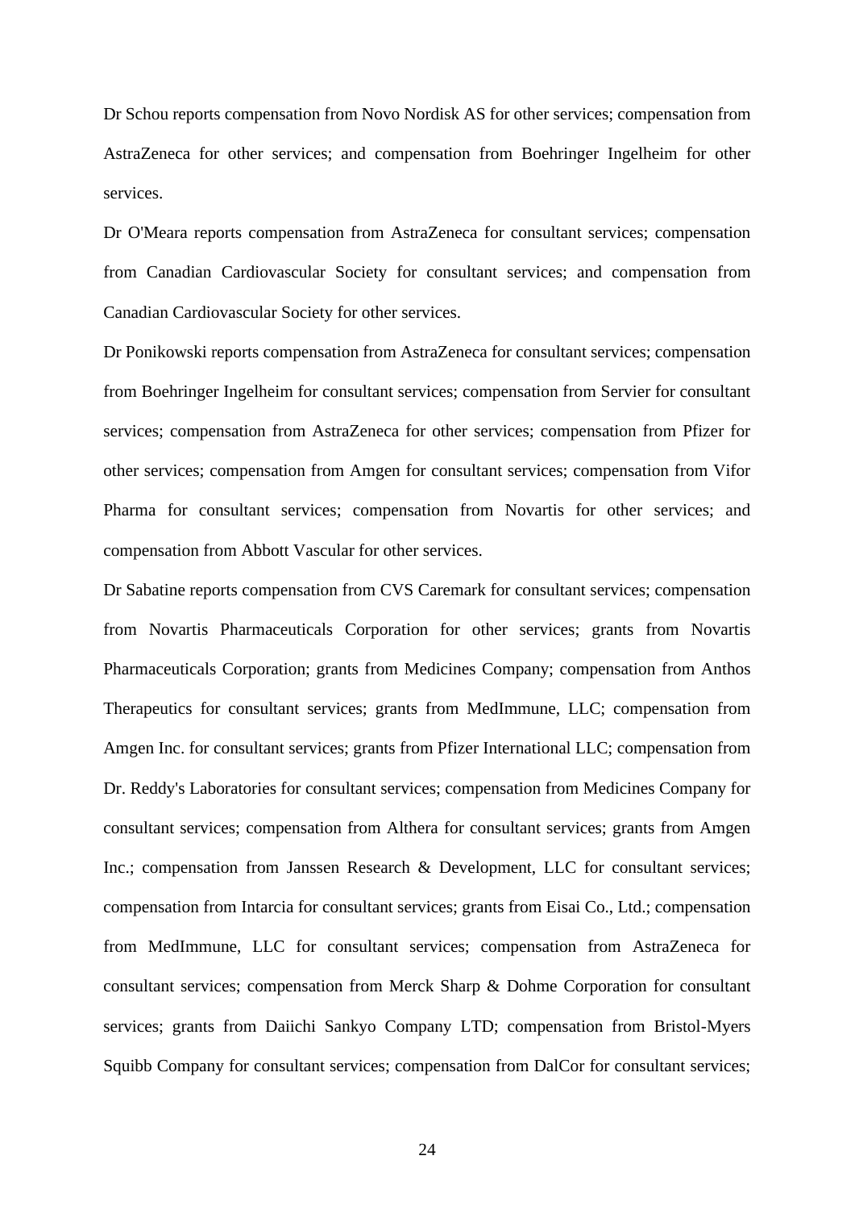Dr Schou reports compensation from Novo Nordisk AS for other services; compensation from AstraZeneca for other services; and compensation from Boehringer Ingelheim for other services.

Dr O'Meara reports compensation from AstraZeneca for consultant services; compensation from Canadian Cardiovascular Society for consultant services; and compensation from Canadian Cardiovascular Society for other services.

Dr Ponikowski reports compensation from AstraZeneca for consultant services; compensation from Boehringer Ingelheim for consultant services; compensation from Servier for consultant services; compensation from AstraZeneca for other services; compensation from Pfizer for other services; compensation from Amgen for consultant services; compensation from Vifor Pharma for consultant services; compensation from Novartis for other services; and compensation from Abbott Vascular for other services.

Dr Sabatine reports compensation from CVS Caremark for consultant services; compensation from Novartis Pharmaceuticals Corporation for other services; grants from Novartis Pharmaceuticals Corporation; grants from Medicines Company; compensation from Anthos Therapeutics for consultant services; grants from MedImmune, LLC; compensation from Amgen Inc. for consultant services; grants from Pfizer International LLC; compensation from Dr. Reddy's Laboratories for consultant services; compensation from Medicines Company for consultant services; compensation from Althera for consultant services; grants from Amgen Inc.; compensation from Janssen Research & Development, LLC for consultant services; compensation from Intarcia for consultant services; grants from Eisai Co., Ltd.; compensation from MedImmune, LLC for consultant services; compensation from AstraZeneca for consultant services; compensation from Merck Sharp & Dohme Corporation for consultant services; grants from Daiichi Sankyo Company LTD; compensation from Bristol-Myers Squibb Company for consultant services; compensation from DalCor for consultant services;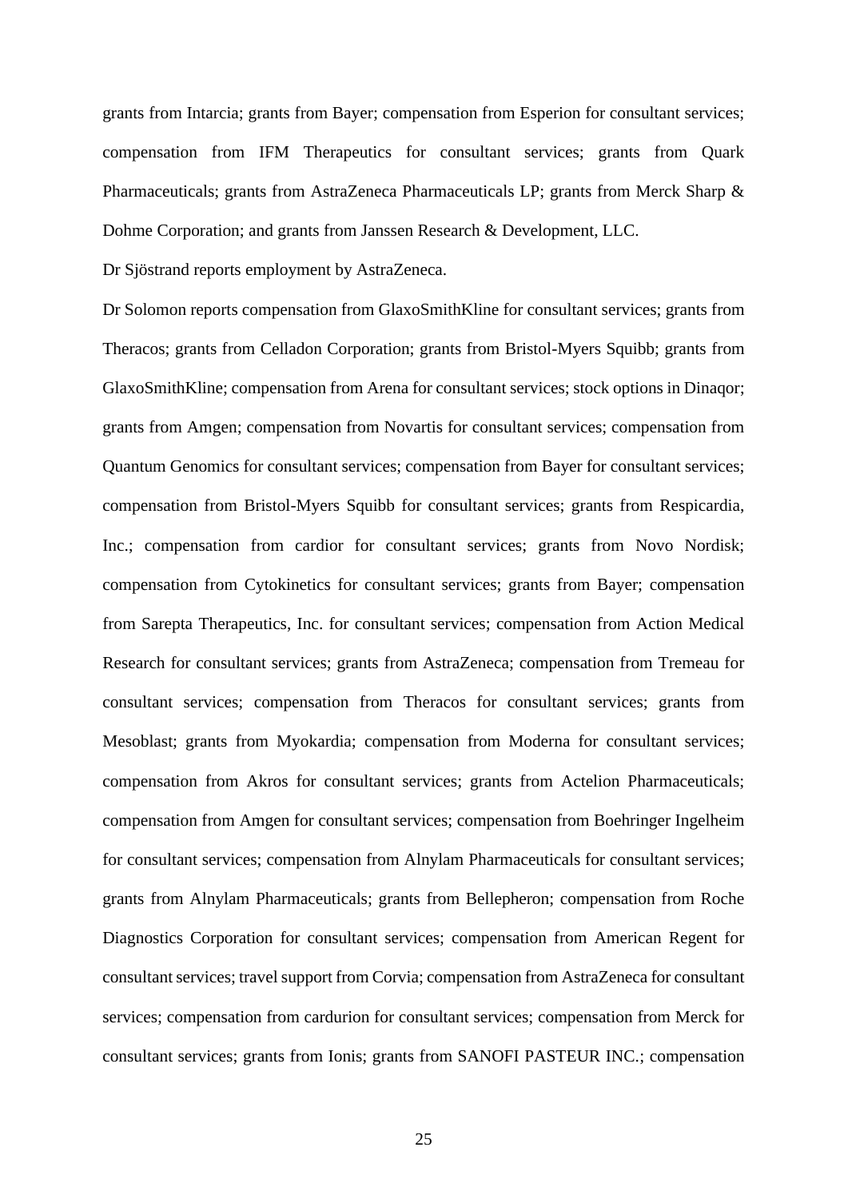grants from Intarcia; grants from Bayer; compensation from Esperion for consultant services; compensation from IFM Therapeutics for consultant services; grants from Quark Pharmaceuticals; grants from AstraZeneca Pharmaceuticals LP; grants from Merck Sharp & Dohme Corporation; and grants from Janssen Research & Development, LLC.

Dr Sjöstrand reports employment by AstraZeneca.

Dr Solomon reports compensation from GlaxoSmithKline for consultant services; grants from Theracos; grants from Celladon Corporation; grants from Bristol-Myers Squibb; grants from GlaxoSmithKline; compensation from Arena for consultant services; stock options in Dinaqor; grants from Amgen; compensation from Novartis for consultant services; compensation from Quantum Genomics for consultant services; compensation from Bayer for consultant services; compensation from Bristol-Myers Squibb for consultant services; grants from Respicardia, Inc.; compensation from cardior for consultant services; grants from Novo Nordisk; compensation from Cytokinetics for consultant services; grants from Bayer; compensation from Sarepta Therapeutics, Inc. for consultant services; compensation from Action Medical Research for consultant services; grants from AstraZeneca; compensation from Tremeau for consultant services; compensation from Theracos for consultant services; grants from Mesoblast; grants from Myokardia; compensation from Moderna for consultant services; compensation from Akros for consultant services; grants from Actelion Pharmaceuticals; compensation from Amgen for consultant services; compensation from Boehringer Ingelheim for consultant services; compensation from Alnylam Pharmaceuticals for consultant services; grants from Alnylam Pharmaceuticals; grants from Bellepheron; compensation from Roche Diagnostics Corporation for consultant services; compensation from American Regent for consultant services; travel support from Corvia; compensation from AstraZeneca for consultant services; compensation from cardurion for consultant services; compensation from Merck for consultant services; grants from Ionis; grants from SANOFI PASTEUR INC.; compensation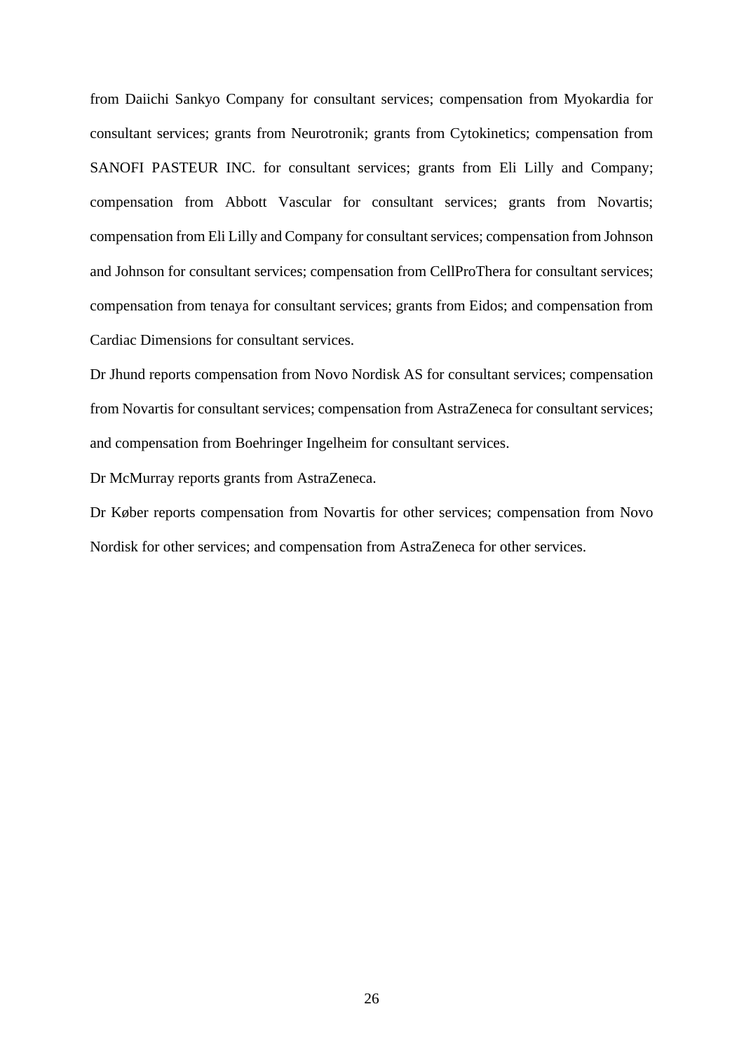from Daiichi Sankyo Company for consultant services; compensation from Myokardia for consultant services; grants from Neurotronik; grants from Cytokinetics; compensation from SANOFI PASTEUR INC. for consultant services; grants from Eli Lilly and Company; compensation from Abbott Vascular for consultant services; grants from Novartis; compensation from Eli Lilly and Company for consultant services; compensation from Johnson and Johnson for consultant services; compensation from CellProThera for consultant services; compensation from tenaya for consultant services; grants from Eidos; and compensation from Cardiac Dimensions for consultant services.

Dr Jhund reports compensation from Novo Nordisk AS for consultant services; compensation from Novartis for consultant services; compensation from AstraZeneca for consultant services; and compensation from Boehringer Ingelheim for consultant services.

Dr McMurray reports grants from AstraZeneca.

Dr Køber reports compensation from Novartis for other services; compensation from Novo Nordisk for other services; and compensation from AstraZeneca for other services.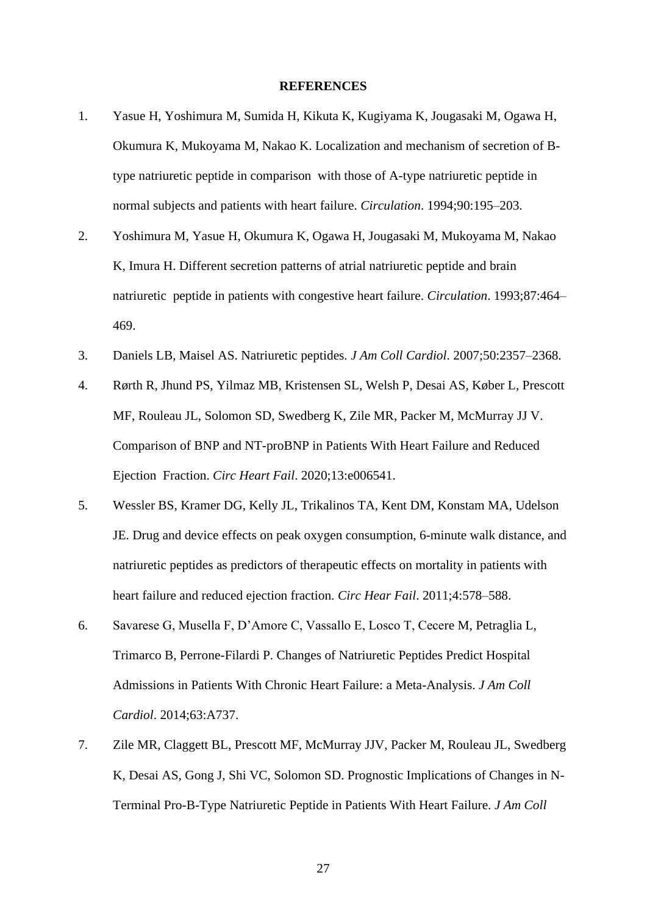**REFERENCES**

1. Yasue H, Yoshimura M, Sumida H, Kikuta K, Kugiyama K, Jougasaki M, Ogawa H, Okumura K, Mukoyama M, Nakao K. Localization and mechanism of secretion of B-type natriuretic peptide in comparison with those of A-type natriuretic peptide in normal subjects and patients with heart failure. *Circulation*. 1994;90:195–203.

2. Yoshimura M, Yasue H, Okumura K, Ogawa H, Jougasaki M, Mukoyama M, Nakao K, Imura H. Different secretion patterns of atrial natriuretic peptide and brain natriuretic peptide in patients with congestive heart failure. *Circulation*. 1993;87:464–469.

3. Daniels LB, Maisel AS. Natriuretic peptides. *J Am Coll Cardiol*. 2007;50:2357–2368.

4. Rørth R, Jhund PS, Yilmaz MB, Kristensen SL, Welsh P, Desai AS, Køber L, Prescott MF, Rouleau JL, Solomon SD, Swedberg K, Zile MR, Packer M, McMurray JJ V. Comparison of BNP and NT-proBNP in Patients With Heart Failure and Reduced Ejection Fraction. *Circ Heart Fail*. 2020;13:e006541.

5. Wessler BS, Kramer DG, Kelly JL, Trikalinos TA, Kent DM, Konstam MA, Udelson JE. Drug and device effects on peak oxygen consumption, 6-minute walk distance, and natriuretic peptides as predictors of therapeutic effects on mortality in patients with heart failure and reduced ejection fraction. *Circ Hear Fail*. 2011;4:578–588.

6. Savarese G, Musella F, D'Amore C, Vassallo E, Losco T, Cecere M, Petraglia L, Trimarco B, Perrone-Filardi P. Changes of Natriuretic Peptides Predict Hospital Admissions in Patients With Chronic Heart Failure: a Meta-Analysis. *J Am Coll Cardiol*. 2014;63:A737.

7. Zile MR, Claggett BL, Prescott MF, McMurray JJV, Packer M, Rouleau JL, Swedberg K, Desai AS, Gong J, Shi VC, Solomon SD. Prognostic Implications of Changes in N-Terminal Pro-B-Type Natriuretic Peptide in Patients With Heart Failure. *J Am Coll*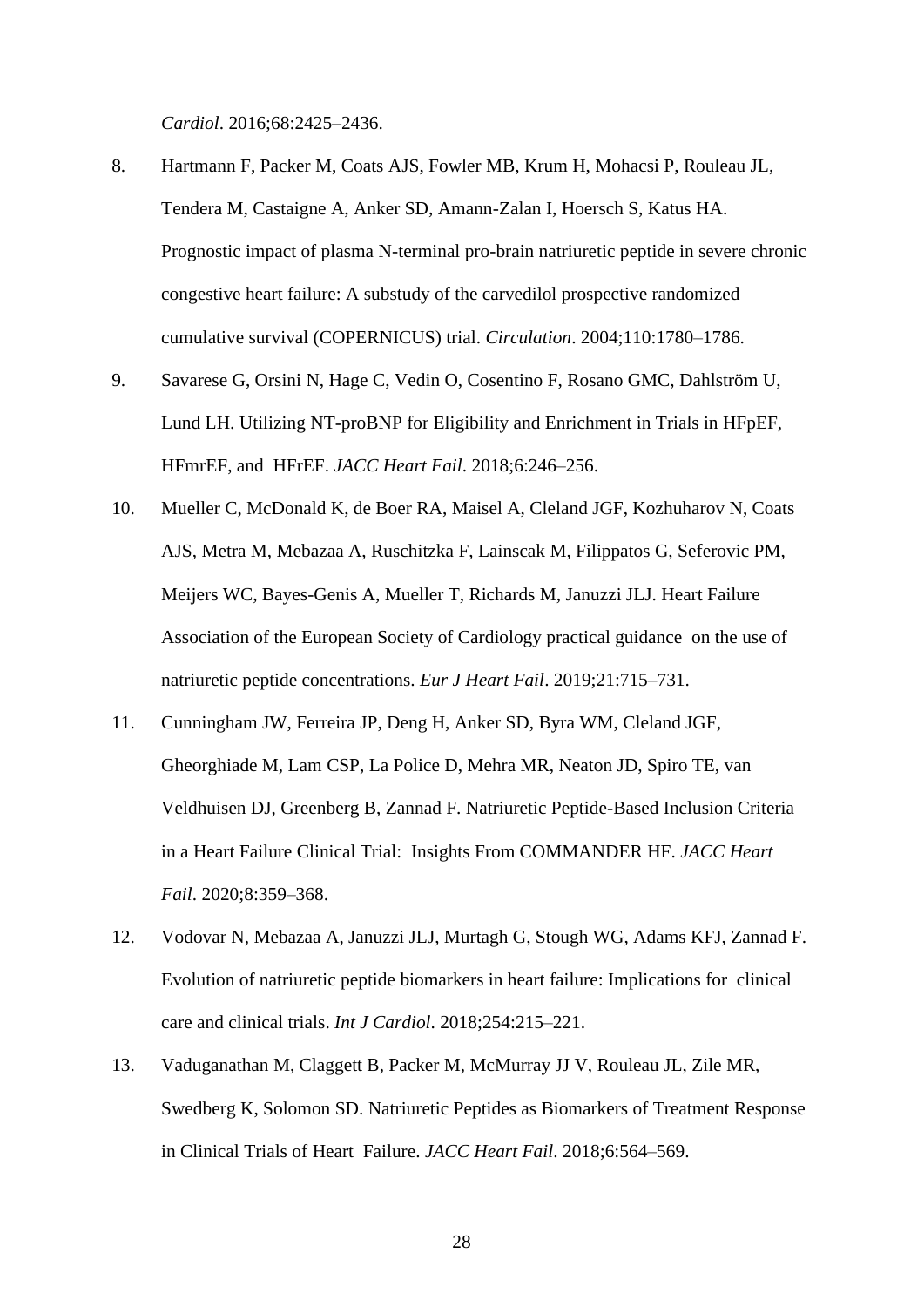*Cardiol*. 2016;68:2425–2436.

8. Hartmann F, Packer M, Coats AJS, Fowler MB, Krum H, Mohacsi P, Rouleau JL, Tendera M, Castaigne A, Anker SD, Amann-Zalan I, Hoersch S, Katus HA. Prognostic impact of plasma N-terminal pro-brain natriuretic peptide in severe chronic congestive heart failure: A substudy of the carvedilol prospective randomized cumulative survival (COPERNICUS) trial. *Circulation*. 2004;110:1780–1786.

9. Savarese G, Orsini N, Hage C, Vedin O, Cosentino F, Rosano GMC, Dahlström U, Lund LH. Utilizing NT-proBNP for Eligibility and Enrichment in Trials in HFpEF, HFmrEF, and HFrEF. *JACC Heart Fail*. 2018;6:246–256.

10. Mueller C, McDonald K, de Boer RA, Maisel A, Cleland JGF, Kozhuharov N, Coats AJS, Metra M, Mebazaa A, Ruschitzka F, Lainscak M, Filippatos G, Seferovic PM, Meijers WC, Bayes-Genis A, Mueller T, Richards M, Januzzi JLJ. Heart Failure Association of the European Society of Cardiology practical guidance on the use of natriuretic peptide concentrations. *Eur J Heart Fail*. 2019;21:715–731.

11. Cunningham JW, Ferreira JP, Deng H, Anker SD, Byra WM, Cleland JGF, Gheorghiade M, Lam CSP, La Police D, Mehra MR, Neaton JD, Spiro TE, van Veldhuisen DJ, Greenberg B, Zannad F. Natriuretic Peptide-Based Inclusion Criteria in a Heart Failure Clinical Trial: Insights From COMMANDER HF. *JACC Heart Fail*. 2020;8:359–368.

12. Vodovar N, Mebazaa A, Januzzi JLJ, Murtagh G, Stough WG, Adams KFJ, Zannad F. Evolution of natriuretic peptide biomarkers in heart failure: Implications for clinical care and clinical trials. *Int J Cardiol*. 2018;254:215–221.

13. Vaduganathan M, Claggett B, Packer M, McMurray JJ V, Rouleau JL, Zile MR, Swedberg K, Solomon SD. Natriuretic Peptides as Biomarkers of Treatment Response in Clinical Trials of Heart Failure. *JACC Heart Fail*. 2018;6:564–569.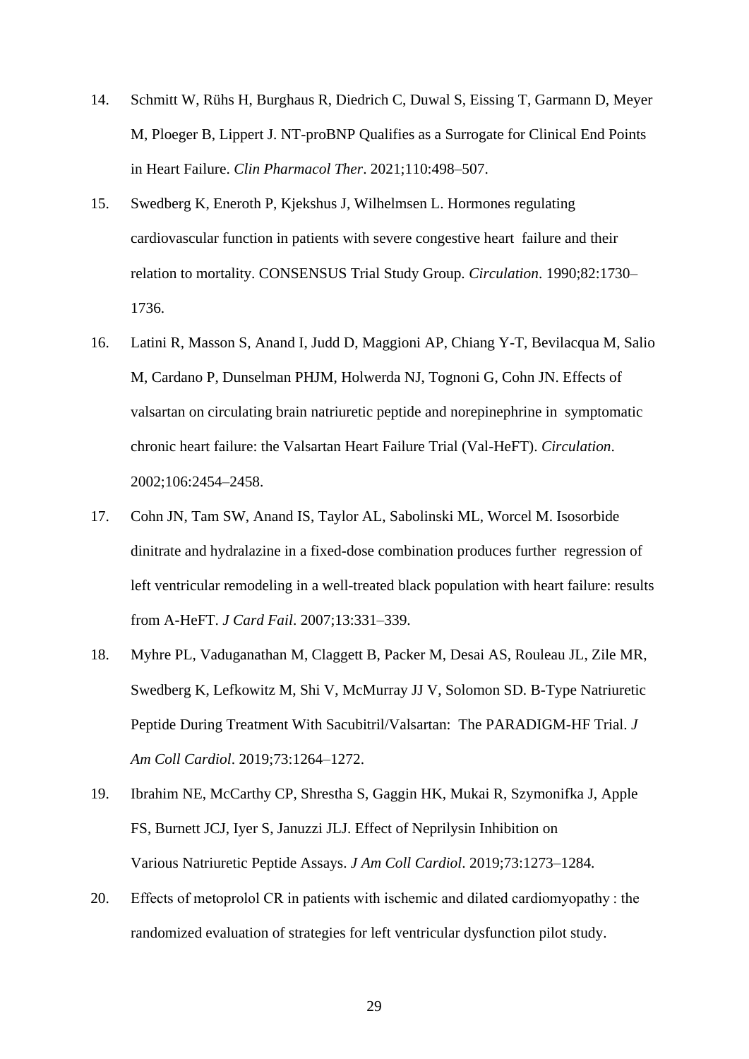14. Schmitt W, Rühs H, Burghaus R, Diedrich C, Duwal S, Eissing T, Garmann D, Meyer M, Ploeger B, Lippert J. NT-proBNP Qualifies as a Surrogate for Clinical End Points in Heart Failure. *Clin Pharmacol Ther*. 2021;110:498–507.
15. Swedberg K, Eneroth P, Kjekshus J, Wilhelmsen L. Hormones regulating cardiovascular function in patients with severe congestive heart failure and their relation to mortality. CONSENSUS Trial Study Group. *Circulation*. 1990;82:1730–1736.
16. Latini R, Masson S, Anand I, Judd D, Maggioni AP, Chiang Y-T, Bevilacqua M, Salio M, Cardano P, Dunselman PHJM, Holwerda NJ, Tognoni G, Cohn JN. Effects of valsartan on circulating brain natriuretic peptide and norepinephrine in symptomatic chronic heart failure: the Valsartan Heart Failure Trial (Val-HeFT). *Circulation*. 2002;106:2454–2458.
17. Cohn JN, Tam SW, Anand IS, Taylor AL, Sabolinski ML, Worcel M. Isosorbide dinitrate and hydralazine in a fixed-dose combination produces further regression of left ventricular remodeling in a well-treated black population with heart failure: results from A-HeFT. *J Card Fail*. 2007;13:331–339.
18. Myhre PL, Vaduganathan M, Claggett B, Packer M, Desai AS, Rouleau JL, Zile MR, Swedberg K, Lefkowitz M, Shi V, McMurray JJ V, Solomon SD. B-Type Natriuretic Peptide During Treatment With Sacubitril/Valsartan: The PARADIGM-HF Trial. *J Am Coll Cardiol*. 2019;73:1264–1272.
19. Ibrahim NE, McCarthy CP, Shrestha S, Gaggin HK, Mukai R, Szymonifka J, Apple FS, Burnett JCJ, Iyer S, Januzzi JLJ. Effect of Neprilysin Inhibition on Various Natriuretic Peptide Assays. *J Am Coll Cardiol*. 2019;73:1273–1284.
20. Effects of metoprolol CR in patients with ischemic and dilated cardiomyopathy : the randomized evaluation of strategies for left ventricular dysfunction pilot study.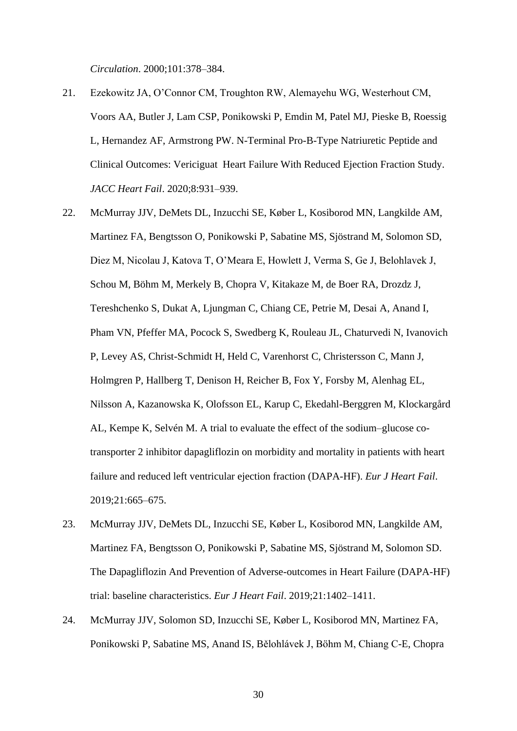*Circulation*. 2000;101:378–384.

21. Ezekowitz JA, O'Connor CM, Troughton RW, Alemayehu WG, Westerhout CM, Voors AA, Butler J, Lam CSP, Ponikowski P, Emdin M, Patel MJ, Pieske B, Roessig L, Hernandez AF, Armstrong PW. N-Terminal Pro-B-Type Natriuretic Peptide and Clinical Outcomes: Vericiguat Heart Failure With Reduced Ejection Fraction Study. *JACC Heart Fail*. 2020;8:931–939.

22. McMurray JJV, DeMets DL, Inzucchi SE, Køber L, Kosiborod MN, Langkilde AM, Martinez FA, Bengtsson O, Ponikowski P, Sabatine MS, Sjöstrand M, Solomon SD, Diez M, Nicolau J, Katova T, O'Meara E, Howlett J, Verma S, Ge J, Belohlavek J, Schou M, Böhm M, Merkely B, Chopra V, Kitakaze M, de Boer RA, Drozdz J, Tereshchenko S, Dukat A, Ljungman C, Chiang CE, Petrie M, Desai A, Anand I, Pham VN, Pfeffer MA, Pocock S, Swedberg K, Rouleau JL, Chaturvedi N, Ivanovich P, Levey AS, Christ-Schmidt H, Held C, Varenhorst C, Christersson C, Mann J, Holmgren P, Hallberg T, Denison H, Reicher B, Fox Y, Forsby M, Alenhag EL, Nilsson A, Kazanowska K, Olofsson EL, Karup C, Ekedahl-Berggren M, Klockargård AL, Kempe K, Selvén M. A trial to evaluate the effect of the sodium–glucose co-transporter 2 inhibitor dapagliflozin on morbidity and mortality in patients with heart failure and reduced left ventricular ejection fraction (DAPA-HF). *Eur J Heart Fail*. 2019;21:665–675.

23. McMurray JJV, DeMets DL, Inzucchi SE, Køber L, Kosiborod MN, Langkilde AM, Martinez FA, Bengtsson O, Ponikowski P, Sabatine MS, Sjöstrand M, Solomon SD. The Dapagliflozin And Prevention of Adverse-outcomes in Heart Failure (DAPA-HF) trial: baseline characteristics. *Eur J Heart Fail*. 2019;21:1402–1411.

24. McMurray JJV, Solomon SD, Inzucchi SE, Køber L, Kosiborod MN, Martinez FA, Ponikowski P, Sabatine MS, Anand IS, Bělohlávek J, Böhm M, Chiang C-E, Chopra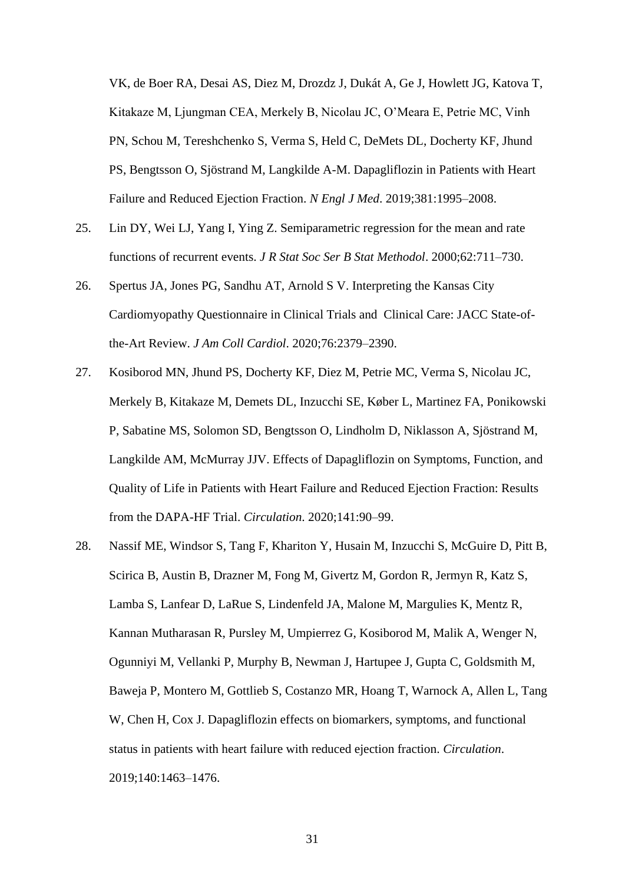VK, de Boer RA, Desai AS, Diez M, Drozdz J, Dukát A, Ge J, Howlett JG, Katova T, Kitakaze M, Ljungman CEA, Merkely B, Nicolau JC, O'Meara E, Petrie MC, Vinh PN, Schou M, Tereshchenko S, Verma S, Held C, DeMets DL, Docherty KF, Jhund PS, Bengtsson O, Sjöstrand M, Langkilde A-M. Dapagliflozin in Patients with Heart Failure and Reduced Ejection Fraction. *N Engl J Med*. 2019;381:1995–2008.

25. Lin DY, Wei LJ, Yang I, Ying Z. Semiparametric regression for the mean and rate functions of recurrent events. *J R Stat Soc Ser B Stat Methodol*. 2000;62:711–730.

26. Spertus JA, Jones PG, Sandhu AT, Arnold S V. Interpreting the Kansas City Cardiomyopathy Questionnaire in Clinical Trials and Clinical Care: JACC State-of-the-Art Review. *J Am Coll Cardiol*. 2020;76:2379–2390.

27. Kosiborod MN, Jhund PS, Docherty KF, Diez M, Petrie MC, Verma S, Nicolau JC, Merkely B, Kitakaze M, Demets DL, Inzucchi SE, Køber L, Martinez FA, Ponikowski P, Sabatine MS, Solomon SD, Bengtsson O, Lindholm D, Niklasson A, Sjöstrand M, Langkilde AM, McMurray JJV. Effects of Dapagliflozin on Symptoms, Function, and Quality of Life in Patients with Heart Failure and Reduced Ejection Fraction: Results from the DAPA-HF Trial. *Circulation*. 2020;141:90–99.

28. Nassif ME, Windsor S, Tang F, Khariton Y, Husain M, Inzucchi S, McGuire D, Pitt B, Scirica B, Austin B, Drazner M, Fong M, Givertz M, Gordon R, Jermyn R, Katz S, Lamba S, Lanfear D, LaRue S, Lindenfeld JA, Malone M, Margulies K, Mentz R, Kannan Mutharasan R, Pursley M, Umpierrez G, Kosiborod M, Malik A, Wenger N, Ogunniyi M, Vellanki P, Murphy B, Newman J, Hartupee J, Gupta C, Goldsmith M, Baweja P, Montero M, Gottlieb S, Costanzo MR, Hoang T, Warnock A, Allen L, Tang W, Chen H, Cox J. Dapagliflozin effects on biomarkers, symptoms, and functional status in patients with heart failure with reduced ejection fraction. *Circulation*. 2019;140:1463–1476.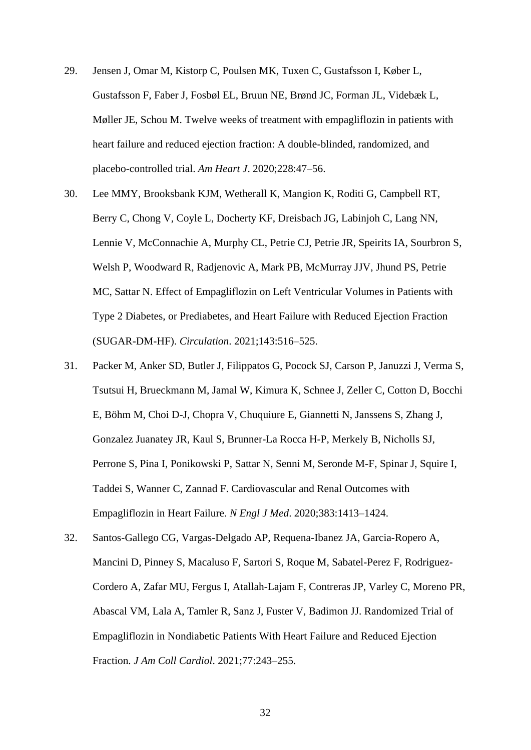29. Jensen J, Omar M, Kistorp C, Poulsen MK, Tuxen C, Gustafsson I, Køber L, Gustafsson F, Faber J, Fosbøl EL, Bruun NE, Brønd JC, Forman JL, Videbæk L, Møller JE, Schou M. Twelve weeks of treatment with empagliflozin in patients with heart failure and reduced ejection fraction: A double-blinded, randomized, and placebo-controlled trial. *Am Heart J*. 2020;228:47–56.

30. Lee MMY, Brooksbank KJM, Wetherall K, Mangion K, Roditi G, Campbell RT, Berry C, Chong V, Coyle L, Docherty KF, Dreisbach JG, Labinjoh C, Lang NN, Lennie V, McConnachie A, Murphy CL, Petrie CJ, Petrie JR, Speirits IA, Sourbron S, Welsh P, Woodward R, Radjenovic A, Mark PB, McMurray JJV, Jhund PS, Petrie MC, Sattar N. Effect of Empagliflozin on Left Ventricular Volumes in Patients with Type 2 Diabetes, or Prediabetes, and Heart Failure with Reduced Ejection Fraction (SUGAR-DM-HF). *Circulation*. 2021;143:516–525.

31. Packer M, Anker SD, Butler J, Filippatos G, Pocock SJ, Carson P, Januzzi J, Verma S, Tsutsui H, Brueckmann M, Jamal W, Kimura K, Schnee J, Zeller C, Cotton D, Bocchi E, Böhm M, Choi D-J, Chopra V, Chuquiure E, Giannetti N, Janssens S, Zhang J, Gonzalez Juanatey JR, Kaul S, Brunner-La Rocca H-P, Merkely B, Nicholls SJ, Perrone S, Pina I, Ponikowski P, Sattar N, Senni M, Seronde M-F, Spinar J, Squire I, Taddei S, Wanner C, Zannad F. Cardiovascular and Renal Outcomes with Empagliflozin in Heart Failure. *N Engl J Med*. 2020;383:1413–1424.

32. Santos-Gallego CG, Vargas-Delgado AP, Requena-Ibanez JA, Garcia-Ropero A, Mancini D, Pinney S, Macaluso F, Sartori S, Roque M, Sabatel-Perez F, Rodriguez-Cordero A, Zafar MU, Fergus I, Atallah-Lajam F, Contreras JP, Varley C, Moreno PR, Abascal VM, Lala A, Tamler R, Sanz J, Fuster V, Badimon JJ. Randomized Trial of Empagliflozin in Nondiabetic Patients With Heart Failure and Reduced Ejection Fraction. *J Am Coll Cardiol*. 2021;77:243–255.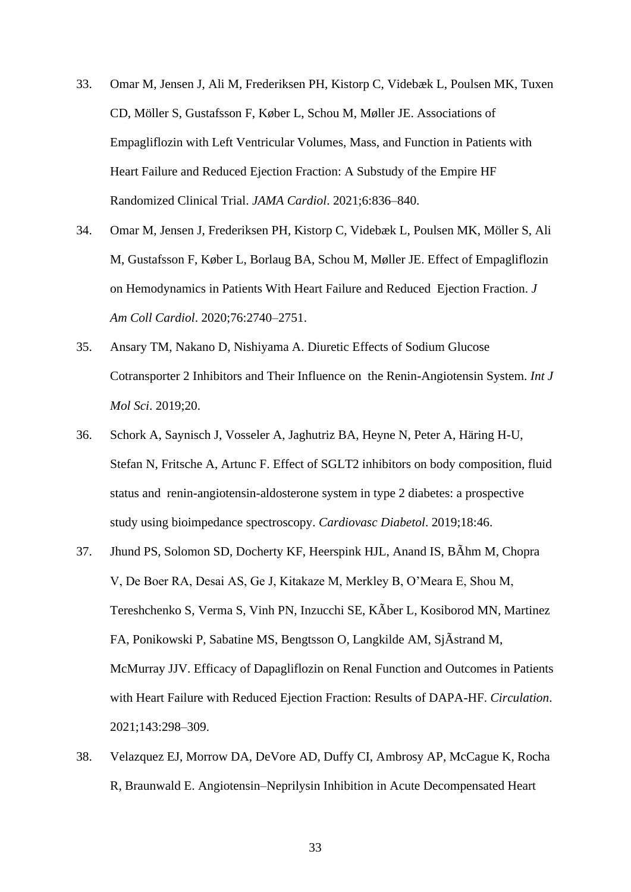33. Omar M, Jensen J, Ali M, Frederiksen PH, Kistorp C, Videbæk L, Poulsen MK, Tuxen CD, Möller S, Gustafsson F, Køber L, Schou M, Møller JE. Associations of Empagliflozin with Left Ventricular Volumes, Mass, and Function in Patients with Heart Failure and Reduced Ejection Fraction: A Substudy of the Empire HF Randomized Clinical Trial. *JAMA Cardiol*. 2021;6:836–840.

34. Omar M, Jensen J, Frederiksen PH, Kistorp C, Videbæk L, Poulsen MK, Möller S, Ali M, Gustafsson F, Køber L, Borlaug BA, Schou M, Møller JE. Effect of Empagliflozin on Hemodynamics in Patients With Heart Failure and Reduced Ejection Fraction. *J Am Coll Cardiol*. 2020;76:2740–2751.

35. Ansary TM, Nakano D, Nishiyama A. Diuretic Effects of Sodium Glucose Cotransporter 2 Inhibitors and Their Influence on the Renin-Angiotensin System. *Int J Mol Sci*. 2019;20.

36. Schork A, Saynisch J, Vosseler A, Jaghutriz BA, Heyne N, Peter A, Häring H-U, Stefan N, Fritsche A, Artunc F. Effect of SGLT2 inhibitors on body composition, fluid status and renin-angiotensin-aldosterone system in type 2 diabetes: a prospective study using bioimpedance spectroscopy. *Cardiovasc Diabetol*. 2019;18:46.

37. Jhund PS, Solomon SD, Docherty KF, Heerspink HJL, Anand IS, BÃhm M, Chopra V, De Boer RA, Desai AS, Ge J, Kitakaze M, Merkley B, O'Meara E, Shou M, Tereshchenko S, Verma S, Vinh PN, Inzucchi SE, KÃber L, Kosiborod MN, Martinez FA, Ponikowski P, Sabatine MS, Bengtsson O, Langkilde AM, SjÃstrand M, McMurray JJV. Efficacy of Dapagliflozin on Renal Function and Outcomes in Patients with Heart Failure with Reduced Ejection Fraction: Results of DAPA-HF. *Circulation*. 2021;143:298–309.

38. Velazquez EJ, Morrow DA, DeVore AD, Duffy CI, Ambrosy AP, McCague K, Rocha R, Braunwald E. Angiotensin–Neprilysin Inhibition in Acute Decompensated Heart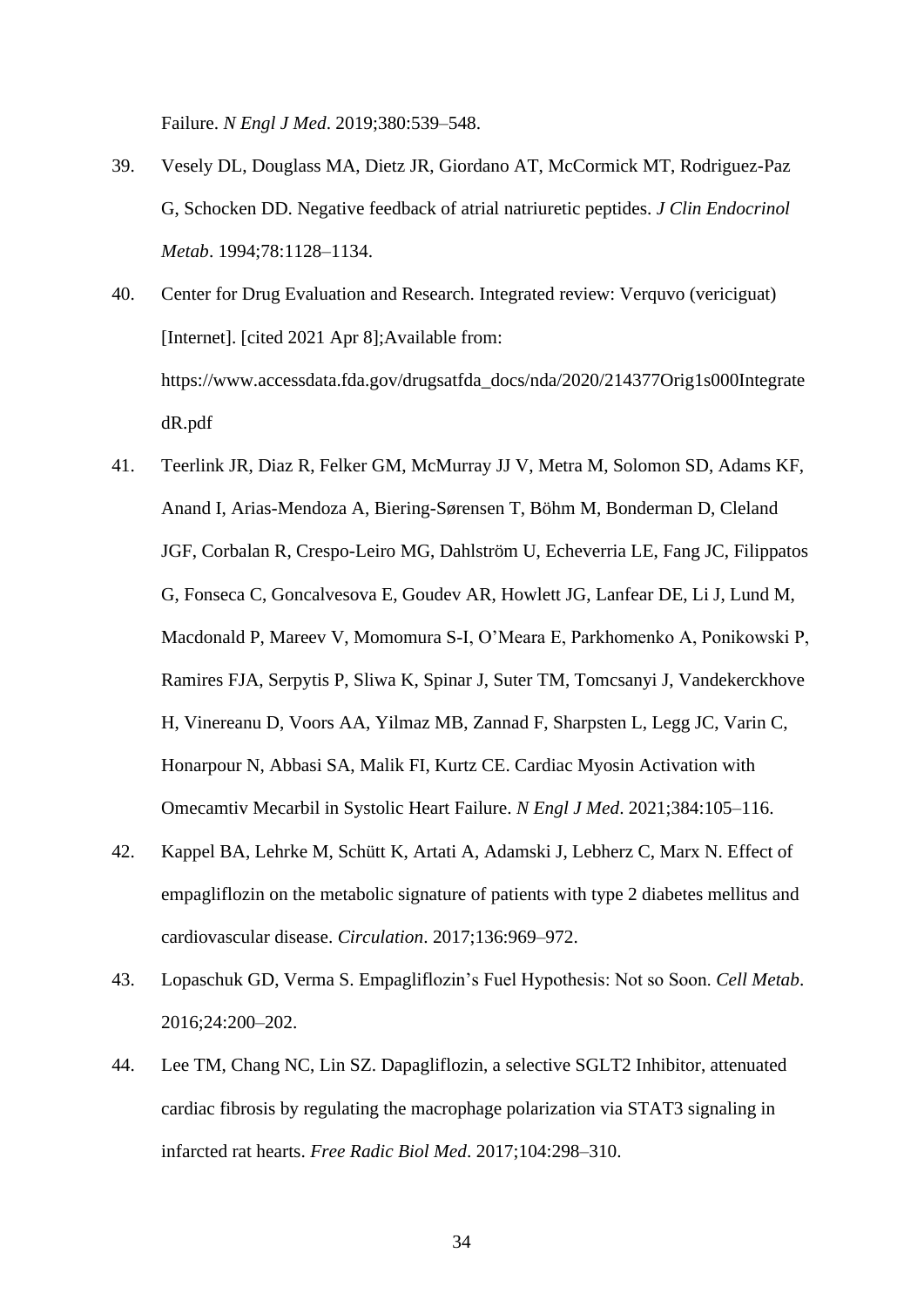Failure. *N Engl J Med*. 2019;380:539–548.

39. Vesely DL, Douglass MA, Dietz JR, Giordano AT, McCormick MT, Rodriguez-Paz G, Schocken DD. Negative feedback of atrial natriuretic peptides. *J Clin Endocrinol Metab*. 1994;78:1128–1134.

40. Center for Drug Evaluation and Research. Integrated review: Verquvo (vericiguat) [Internet]. [cited 2021 Apr 8];Available from: https://www.accessdata.fda.gov/drugsatfda_docs/nda/2020/214377Orig1s000IntegratedR.pdf

41. Teerlink JR, Diaz R, Felker GM, McMurray JJ V, Metra M, Solomon SD, Adams KF, Anand I, Arias-Mendoza A, Biering-Sørensen T, Böhm M, Bonderman D, Cleland JGF, Corbalan R, Crespo-Leiro MG, Dahlström U, Echeverria LE, Fang JC, Filippatos G, Fonseca C, Goncalvesova E, Goudev AR, Howlett JG, Lanfear DE, Li J, Lund M, Macdonald P, Mareev V, Momomura S-I, O'Meara E, Parkhomenko A, Ponikowski P, Ramires FJA, Serpytis P, Sliwa K, Spinar J, Suter TM, Tomcsanyi J, Vandekerckhove H, Vinereanu D, Voors AA, Yilmaz MB, Zannad F, Sharpsten L, Legg JC, Varin C, Honarpour N, Abbasi SA, Malik FI, Kurtz CE. Cardiac Myosin Activation with Omecamtiv Mecarbil in Systolic Heart Failure. *N Engl J Med*. 2021;384:105–116.

42. Kappel BA, Lehrke M, Schütt K, Artati A, Adamski J, Lebherz C, Marx N. Effect of empagliflozin on the metabolic signature of patients with type 2 diabetes mellitus and cardiovascular disease. *Circulation*. 2017;136:969–972.

43. Lopaschuk GD, Verma S. Empagliflozin's Fuel Hypothesis: Not so Soon. *Cell Metab*. 2016;24:200–202.

44. Lee TM, Chang NC, Lin SZ. Dapagliflozin, a selective SGLT2 Inhibitor, attenuated cardiac fibrosis by regulating the macrophage polarization via STAT3 signaling in infarcted rat hearts. *Free Radic Biol Med*. 2017;104:298–310.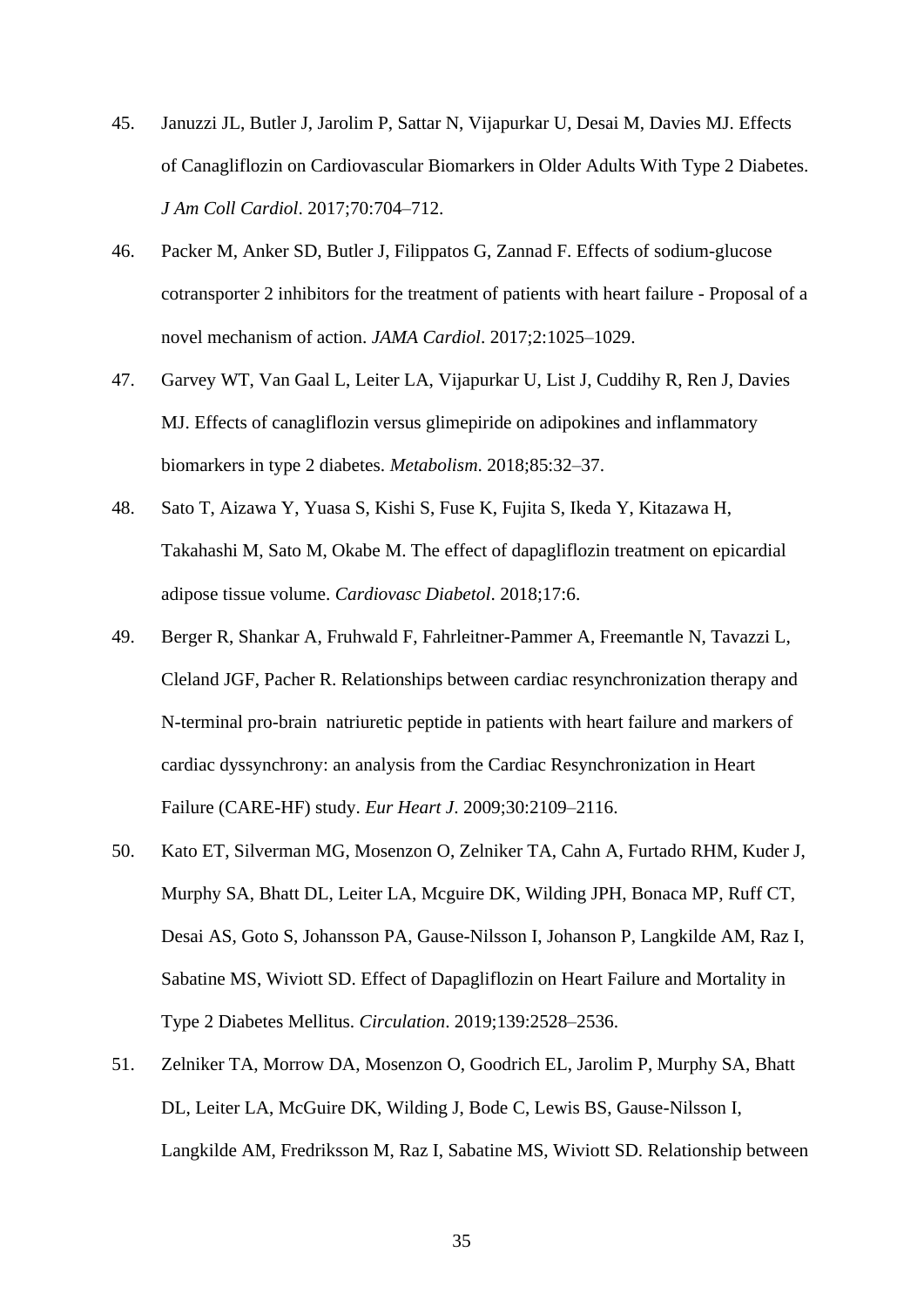45. Januzzi JL, Butler J, Jarolim P, Sattar N, Vijapurkar U, Desai M, Davies MJ. Effects of Canagliflozin on Cardiovascular Biomarkers in Older Adults With Type 2 Diabetes. *J Am Coll Cardiol*. 2017;70:704–712.

46. Packer M, Anker SD, Butler J, Filippatos G, Zannad F. Effects of sodium-glucose cotransporter 2 inhibitors for the treatment of patients with heart failure - Proposal of a novel mechanism of action. *JAMA Cardiol*. 2017;2:1025–1029.

47. Garvey WT, Van Gaal L, Leiter LA, Vijapurkar U, List J, Cuddihy R, Ren J, Davies MJ. Effects of canagliflozin versus glimepiride on adipokines and inflammatory biomarkers in type 2 diabetes. *Metabolism*. 2018;85:32–37.

48. Sato T, Aizawa Y, Yuasa S, Kishi S, Fuse K, Fujita S, Ikeda Y, Kitazawa H, Takahashi M, Sato M, Okabe M. The effect of dapagliflozin treatment on epicardial adipose tissue volume. *Cardiovasc Diabetol*. 2018;17:6.

49. Berger R, Shankar A, Fruhwald F, Fahrleitner-Pammer A, Freemantle N, Tavazzi L, Cleland JGF, Pacher R. Relationships between cardiac resynchronization therapy and N-terminal pro-brain natriuretic peptide in patients with heart failure and markers of cardiac dyssynchrony: an analysis from the Cardiac Resynchronization in Heart Failure (CARE-HF) study. *Eur Heart J*. 2009;30:2109–2116.

50. Kato ET, Silverman MG, Mosenzon O, Zelniker TA, Cahn A, Furtado RHM, Kuder J, Murphy SA, Bhatt DL, Leiter LA, Mcguire DK, Wilding JPH, Bonaca MP, Ruff CT, Desai AS, Goto S, Johansson PA, Gause-Nilsson I, Johanson P, Langkilde AM, Raz I, Sabatine MS, Wiviott SD. Effect of Dapagliflozin on Heart Failure and Mortality in Type 2 Diabetes Mellitus. *Circulation*. 2019;139:2528–2536.

51. Zelniker TA, Morrow DA, Mosenzon O, Goodrich EL, Jarolim P, Murphy SA, Bhatt DL, Leiter LA, McGuire DK, Wilding J, Bode C, Lewis BS, Gause-Nilsson I, Langkilde AM, Fredriksson M, Raz I, Sabatine MS, Wiviott SD. Relationship between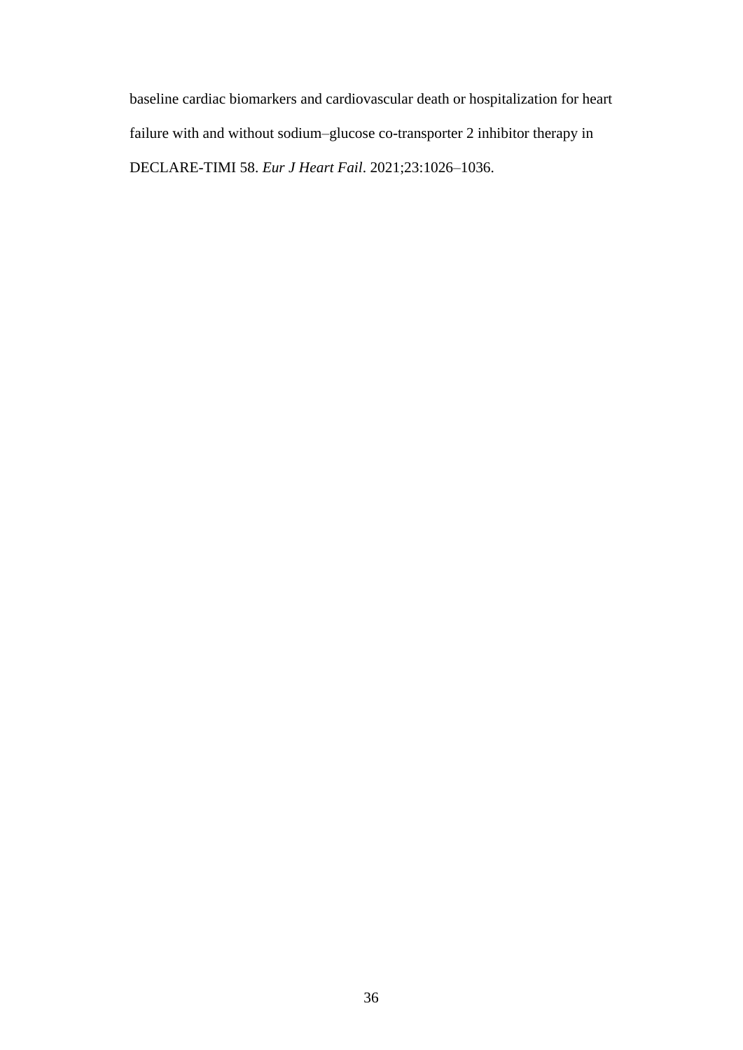baseline cardiac biomarkers and cardiovascular death or hospitalization for heart failure with and without sodium–glucose co-transporter 2 inhibitor therapy in DECLARE-TIMI 58. *Eur J Heart Fail*. 2021;23:1026–1036.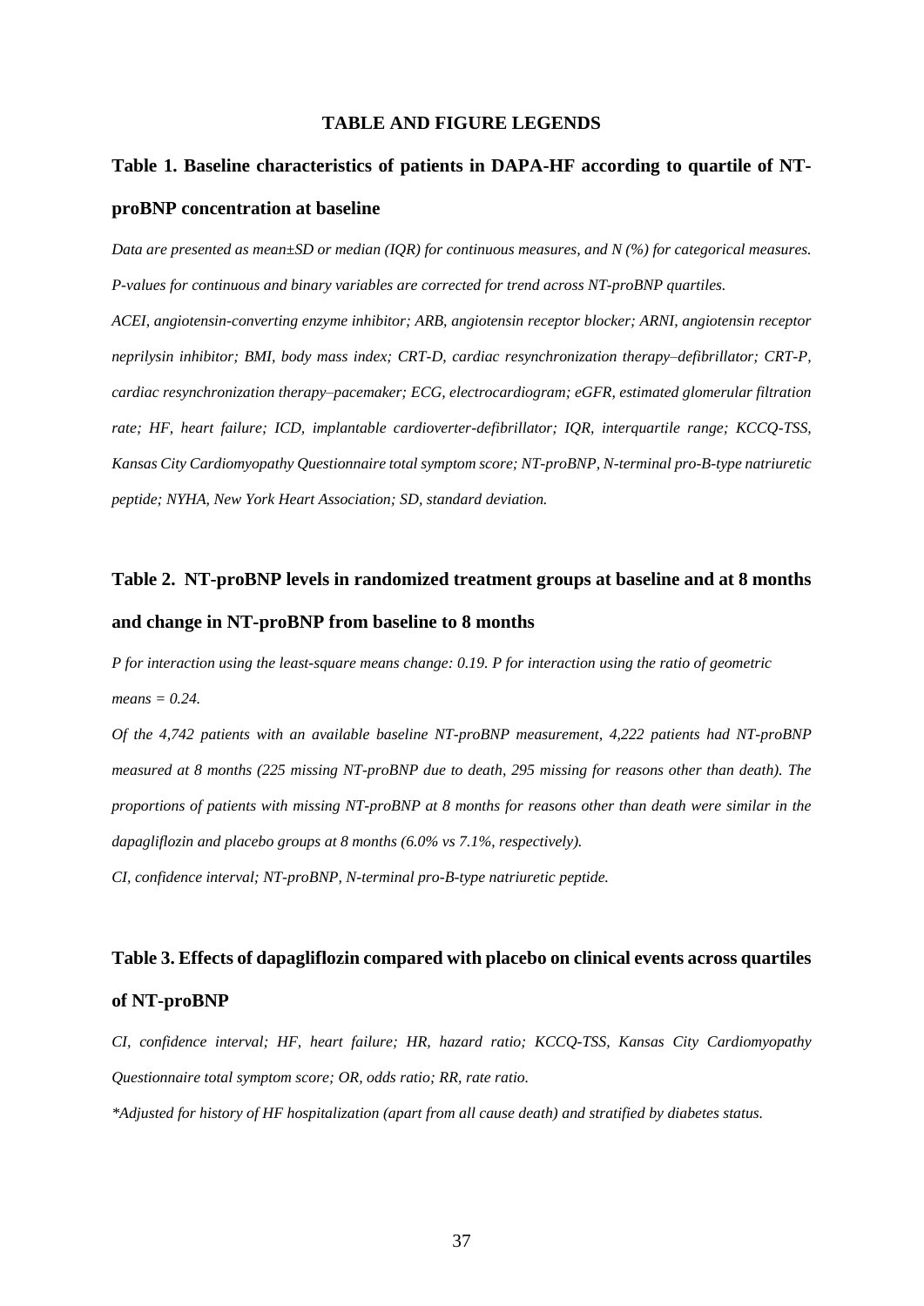# TABLE AND FIGURE LEGENDS

## Table 1. Baseline characteristics of patients in DAPA-HF according to quartile of NT-proBNP concentration at baseline

*Data are presented as mean±SD or median (IQR) for continuous measures, and N (%) for categorical measures. P-values for continuous and binary variables are corrected for trend across NT-proBNP quartiles.*

*ACEI, angiotensin-converting enzyme inhibitor; ARB, angiotensin receptor blocker; ARNI, angiotensin receptor neprilysin inhibitor; BMI, body mass index; CRT-D, cardiac resynchronization therapy–defibrillator; CRT-P, cardiac resynchronization therapy–pacemaker; ECG, electrocardiogram; eGFR, estimated glomerular filtration rate; HF, heart failure; ICD, implantable cardioverter-defibrillator; IQR, interquartile range; KCCQ-TSS, Kansas City Cardiomyopathy Questionnaire total symptom score; NT-proBNP, N-terminal pro-B-type natriuretic peptide; NYHA, New York Heart Association; SD, standard deviation.*

## Table 2. NT-proBNP levels in randomized treatment groups at baseline and at 8 months and change in NT-proBNP from baseline to 8 months

*P for interaction using the least-square means change: 0.19. P for interaction using the ratio of geometric means = 0.24.*

*Of the 4,742 patients with an available baseline NT-proBNP measurement, 4,222 patients had NT-proBNP measured at 8 months (225 missing NT-proBNP due to death, 295 missing for reasons other than death). The proportions of patients with missing NT-proBNP at 8 months for reasons other than death were similar in the dapagliflozin and placebo groups at 8 months (6.0% vs 7.1%, respectively).*

*CI, confidence interval; NT-proBNP, N-terminal pro-B-type natriuretic peptide.*

## Table 3. Effects of dapagliflozin compared with placebo on clinical events across quartiles of NT-proBNP

*CI, confidence interval; HF, heart failure; HR, hazard ratio; KCCQ-TSS, Kansas City Cardiomyopathy Questionnaire total symptom score; OR, odds ratio; RR, rate ratio.*

*\*Adjusted for history of HF hospitalization (apart from all cause death) and stratified by diabetes status.*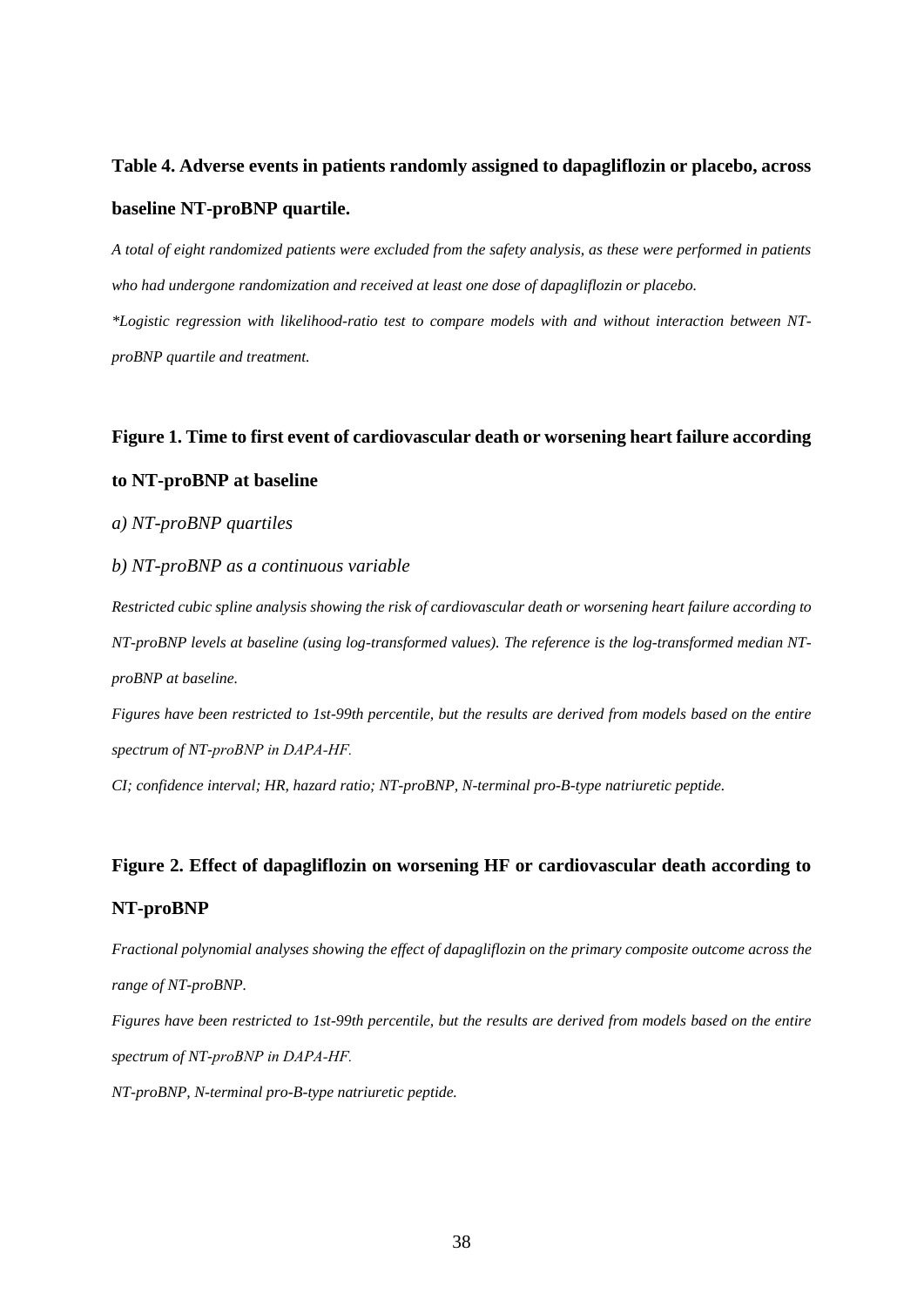**Table 4. Adverse events in patients randomly assigned to dapagliflozin or placebo, across baseline NT-proBNP quartile.**

*A total of eight randomized patients were excluded from the safety analysis, as these were performed in patients who had undergone randomization and received at least one dose of dapagliflozin or placebo.*

*\*Logistic regression with likelihood-ratio test to compare models with and without interaction between NT-proBNP quartile and treatment.*

**Figure 1. Time to first event of cardiovascular death or worsening heart failure according to NT-proBNP at baseline**

*a) NT-proBNP quartiles*

*b) NT-proBNP as a continuous variable*

*Restricted cubic spline analysis showing the risk of cardiovascular death or worsening heart failure according to NT-proBNP levels at baseline (using log-transformed values). The reference is the log-transformed median NT-proBNP at baseline.*

*Figures have been restricted to 1st-99th percentile, but the results are derived from models based on the entire spectrum of NT-proBNP in DAPA-HF.*

*CI; confidence interval; HR, hazard ratio; NT-proBNP, N-terminal pro-B-type natriuretic peptide.*

**Figure 2. Effect of dapagliflozin on worsening HF or cardiovascular death according to NT-proBNP**

*Fractional polynomial analyses showing the effect of dapagliflozin on the primary composite outcome across the range of NT-proBNP.*

*Figures have been restricted to 1st-99th percentile, but the results are derived from models based on the entire spectrum of NT-proBNP in DAPA-HF.*

*NT-proBNP, N-terminal pro-B-type natriuretic peptide.*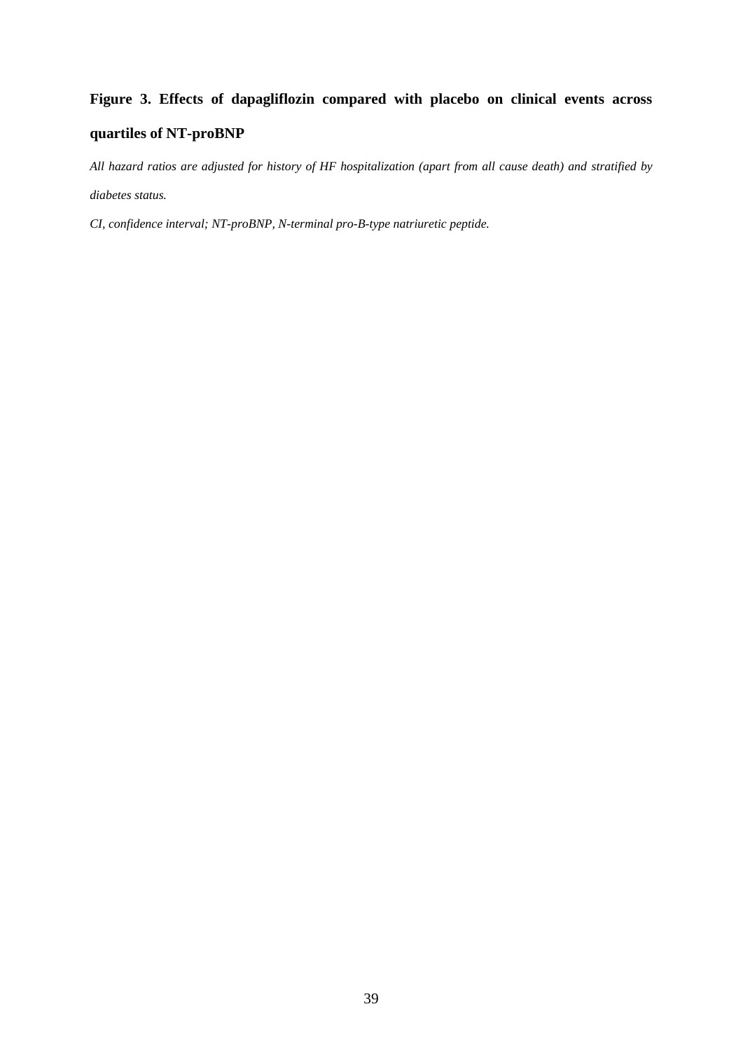**Figure 3. Effects of dapagliflozin compared with placebo on clinical events across quartiles of NT-proBNP**

*All hazard ratios are adjusted for history of HF hospitalization (apart from all cause death) and stratified by diabetes status.*

*CI, confidence interval; NT-proBNP, N-terminal pro-B-type natriuretic peptide.*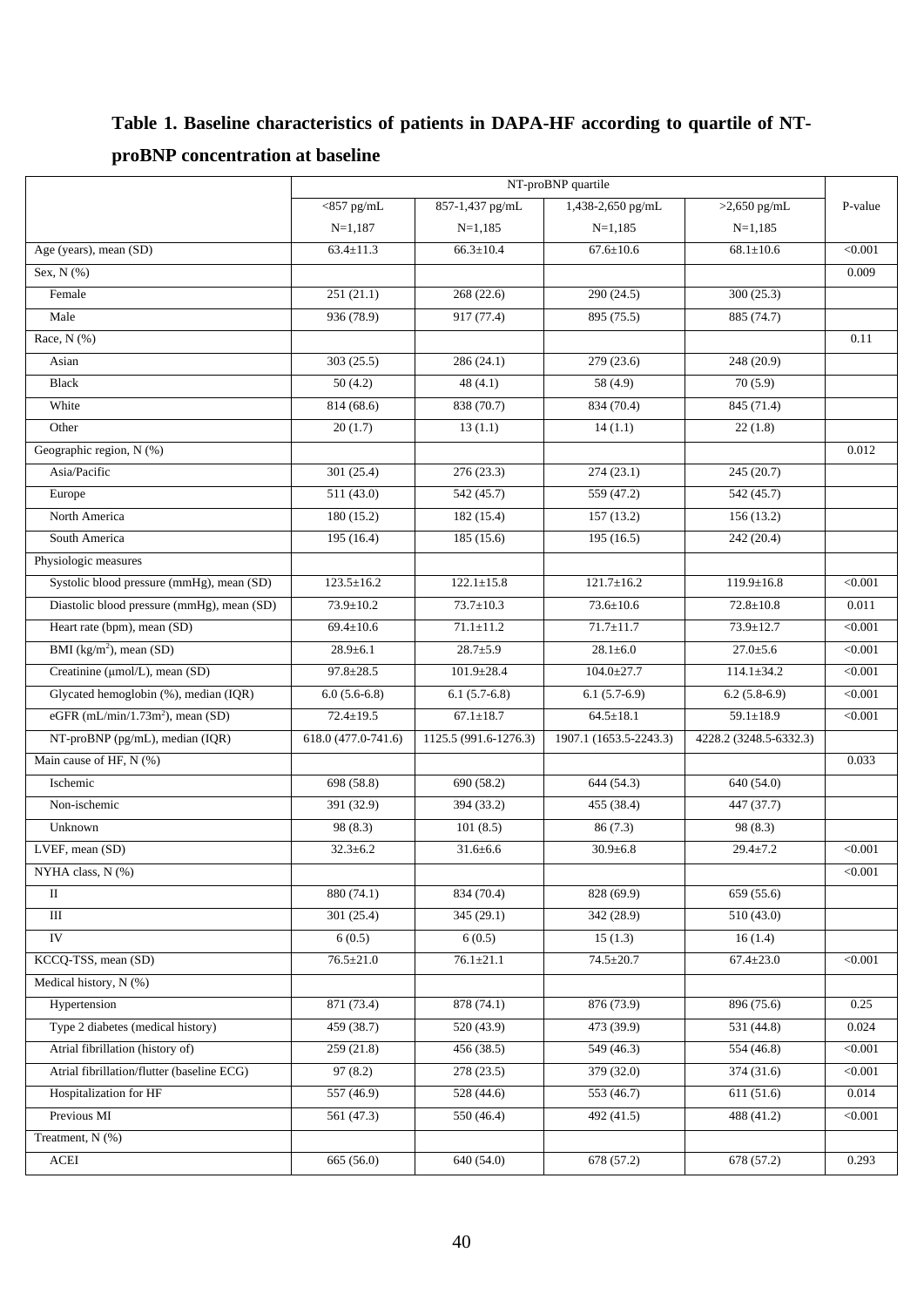**Table 1. Baseline characteristics of patients in DAPA-HF according to quartile of NT-proBNP concentration at baseline**

| | NT-proBNP quartile | | | | |
|---|---|---|---|---|---|
| | <857 pg/mL N=1,187 | 857-1,437 pg/mL N=1,185 | 1,438-2,650 pg/mL N=1,185 | >2,650 pg/mL N=1,185 | P-value |
| Age (years), mean (SD) | 63.4±11.3 | 66.3±10.4 | 67.6±10.6 | 68.1±10.6 | <0.001 |
| Sex, N (%) | | | | | 0.009 |
| Female | 251 (21.1) | 268 (22.6) | 290 (24.5) | 300 (25.3) | |
| Male | 936 (78.9) | 917 (77.4) | 895 (75.5) | 885 (74.7) | |
| Race, N (%) | | | | | 0.11 |
| Asian | 303 (25.5) | 286 (24.1) | 279 (23.6) | 248 (20.9) | |
| Black | 50 (4.2) | 48 (4.1) | 58 (4.9) | 70 (5.9) | |
| White | 814 (68.6) | 838 (70.7) | 834 (70.4) | 845 (71.4) | |
| Other | 20 (1.7) | 13 (1.1) | 14 (1.1) | 22 (1.8) | |
| Geographic region, N (%) | | | | | 0.012 |
| Asia/Pacific | 301 (25.4) | 276 (23.3) | 274 (23.1) | 245 (20.7) | |
| Europe | 511 (43.0) | 542 (45.7) | 559 (47.2) | 542 (45.7) | |
| North America | 180 (15.2) | 182 (15.4) | 157 (13.2) | 156 (13.2) | |
| South America | 195 (16.4) | 185 (15.6) | 195 (16.5) | 242 (20.4) | |
| Physiologic measures | | | | | |
| Systolic blood pressure (mmHg), mean (SD) | 123.5±16.2 | 122.1±15.8 | 121.7±16.2 | 119.9±16.8 | <0.001 |
| Diastolic blood pressure (mmHg), mean (SD) | 73.9±10.2 | 73.7±10.3 | 73.6±10.6 | 72.8±10.8 | 0.011 |
| Heart rate (bpm), mean (SD) | 69.4±10.6 | 71.1±11.2 | 71.7±11.7 | 73.9±12.7 | <0.001 |
| BMI (kg/m$^2$), mean (SD) | 28.9±6.1 | 28.7±5.9 | 28.1±6.0 | 27.0±5.6 | <0.001 |
| Creatinine (µmol/L), mean (SD) | 97.8±28.5 | 101.9±28.4 | 104.0±27.7 | 114.1±34.2 | <0.001 |
| Glycated hemoglobin (%), median (IQR) | 6.0 (5.6-6.8) | 6.1 (5.7-6.8) | 6.1 (5.7-6.9) | 6.2 (5.8-6.9) | <0.001 |
| eGFR (mL/min/1.73m$^2$), mean (SD) | 72.4±19.5 | 67.1±18.7 | 64.5±18.1 | 59.1±18.9 | <0.001 |
| NT-proBNP (pg/mL), median (IQR) | 618.0 (477.0-741.6) | 1125.5 (991.6-1276.3) | 1907.1 (1653.5-2243.3) | 4228.2 (3248.5-6332.3) | |
| Main cause of HF, N (%) | | | | | 0.033 |
| Ischemic | 698 (58.8) | 690 (58.2) | 644 (54.3) | 640 (54.0) | |
| Non-ischemic | 391 (32.9) | 394 (33.2) | 455 (38.4) | 447 (37.7) | |
| Unknown | 98 (8.3) | 101 (8.5) | 86 (7.3) | 98 (8.3) | |
| LVEF, mean (SD) | 32.3±6.2 | 31.6±6.6 | 30.9±6.8 | 29.4±7.2 | <0.001 |
| NYHA class, N (%) | | | | | <0.001 |
| II | 880 (74.1) | 834 (70.4) | 828 (69.9) | 659 (55.6) | |
| III | 301 (25.4) | 345 (29.1) | 342 (28.9) | 510 (43.0) | |
| IV | 6 (0.5) | 6 (0.5) | 15 (1.3) | 16 (1.4) | |
| KCCQ-TSS, mean (SD) | 76.5±21.0 | 76.1±21.1 | 74.5±20.7 | 67.4±23.0 | <0.001 |
| Medical history, N (%) | | | | | |
| Hypertension | 871 (73.4) | 878 (74.1) | 876 (73.9) | 896 (75.6) | 0.25 |
| Type 2 diabetes (medical history) | 459 (38.7) | 520 (43.9) | 473 (39.9) | 531 (44.8) | 0.024 |
| Atrial fibrillation (history of) | 259 (21.8) | 456 (38.5) | 549 (46.3) | 554 (46.8) | <0.001 |
| Atrial fibrillation/flutter (baseline ECG) | 97 (8.2) | 278 (23.5) | 379 (32.0) | 374 (31.6) | <0.001 |
| Hospitalization for HF | 557 (46.9) | 528 (44.6) | 553 (46.7) | 611 (51.6) | 0.014 |
| Previous MI | 561 (47.3) | 550 (46.4) | 492 (41.5) | 488 (41.2) | <0.001 |
| Treatment, N (%) | | | | | |
| ACEI | 665 (56.0) | 640 (54.0) | 678 (57.2) | 678 (57.2) | 0.293 |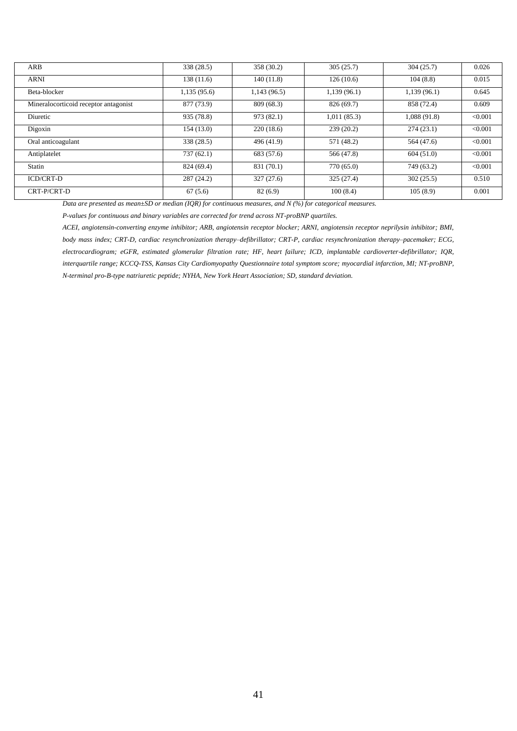| | | | | | |
|---|---|---|---|---|---|
| ARB | 338 (28.5) | 358 (30.2) | 305 (25.7) | 304 (25.7) | 0.026 |
| ARNI | 138 (11.6) | 140 (11.8) | 126 (10.6) | 104 (8.8) | 0.015 |
| Beta-blocker | 1,135 (95.6) | 1,143 (96.5) | 1,139 (96.1) | 1,139 (96.1) | 0.645 |
| Mineralocorticoid receptor antagonist | 877 (73.9) | 809 (68.3) | 826 (69.7) | 858 (72.4) | 0.609 |
| Diuretic | 935 (78.8) | 973 (82.1) | 1,011 (85.3) | 1,088 (91.8) | <0.001 |
| Digoxin | 154 (13.0) | 220 (18.6) | 239 (20.2) | 274 (23.1) | <0.001 |
| Oral anticoagulant | 338 (28.5) | 496 (41.9) | 571 (48.2) | 564 (47.6) | <0.001 |
| Antiplatelet | 737 (62.1) | 683 (57.6) | 566 (47.8) | 604 (51.0) | <0.001 |
| Statin | 824 (69.4) | 831 (70.1) | 770 (65.0) | 749 (63.2) | <0.001 |
| ICD/CRT-D | 287 (24.2) | 327 (27.6) | 325 (27.4) | 302 (25.5) | 0.510 |
| CRT-P/CRT-D | 67 (5.6) | 82 (6.9) | 100 (8.4) | 105 (8.9) | 0.001 |

*Data are presented as mean±SD or median (IQR) for continuous measures, and N (%) for categorical measures.*

*P-values for continuous and binary variables are corrected for trend across NT-proBNP quartiles.*

*ACEI, angiotensin-converting enzyme inhibitor; ARB, angiotensin receptor blocker; ARNI, angiotensin receptor neprilysin inhibitor; BMI, body mass index; CRT-D, cardiac resynchronization therapy–defibrillator; CRT-P, cardiac resynchronization therapy–pacemaker; ECG, electrocardiogram; eGFR, estimated glomerular filtration rate; HF, heart failure; ICD, implantable cardioverter-defibrillator; IQR, interquartile range; KCCQ-TSS, Kansas City Cardiomyopathy Questionnaire total symptom score; myocardial infarction, MI; NT-proBNP, N-terminal pro-B-type natriuretic peptide; NYHA, New York Heart Association; SD, standard deviation.*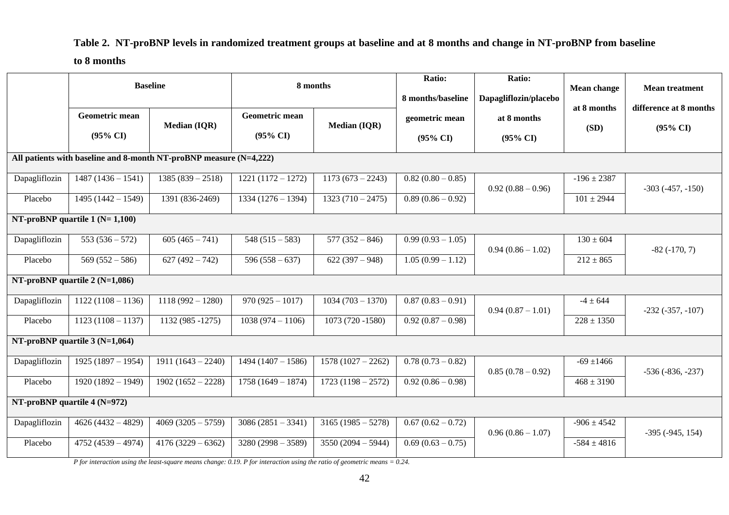**Table 2. NT-proBNP levels in randomized treatment groups at baseline and at 8 months and change in NT-proBNP from baseline to 8 months**

| | Baseline | | 8 months | | Ratio: 8 months/baseline | Ratio: Dapagliflozin/placebo | Mean change at 8 months | Mean treatment difference at 8 months |
|---|---|---|---|---|---|---|---|---|
| | Geometric mean (95% CI) | Median (IQR) | Geometric mean (95% CI) | Median (IQR) | geometric mean (95% CI) | at 8 months (95% CI) | (SD) | (95% CI) |
| **All patients with baseline and 8-month NT-proBNP measure (N=4,222)** | | | | | | | | |
| Dapagliflozin | 1487 (1436 – 1541) | 1385 (839 – 2518) | 1221 (1172 – 1272) | 1173 (673 – 2243) | 0.82 (0.80 – 0.85) | 0.92 (0.88 – 0.96) | -196 ± 2387 | -303 (-457, -150) |
| Placebo | 1495 (1442 – 1549) | 1391 (836-2469) | 1334 (1276 – 1394) | 1323 (710 – 2475) | 0.89 (0.86 – 0.92) | | 101 ± 2944 | |
| **NT-proBNP quartile 1 (N= 1,100)** | | | | | | | | |
| Dapagliflozin | 553 (536 – 572) | 605 (465 – 741) | 548 (515 – 583) | 577 (352 – 846) | 0.99 (0.93 – 1.05) | 0.94 (0.86 – 1.02) | 130 ± 604 | -82 (-170, 7) |
| Placebo | 569 (552 – 586) | 627 (492 – 742) | 596 (558 – 637) | 622 (397 – 948) | 1.05 (0.99 – 1.12) | | 212 ± 865 | |
| **NT-proBNP quartile 2 (N=1,086)** | | | | | | | | |
| Dapagliflozin | 1122 (1108 – 1136) | 1118 (992 – 1280) | 970 (925 – 1017) | 1034 (703 – 1370) | 0.87 (0.83 – 0.91) | 0.94 (0.87 – 1.01) | -4 ± 644 | -232 (-357, -107) |
| Placebo | 1123 (1108 – 1137) | 1132 (985 -1275) | 1038 (974 – 1106) | 1073 (720 -1580) | 0.92 (0.87 – 0.98) | | 228 ± 1350 | |
| **NT-proBNP quartile 3 (N=1,064)** | | | | | | | | |
| Dapagliflozin | 1925 (1897 – 1954) | 1911 (1643 – 2240) | 1494 (1407 – 1586) | 1578 (1027 – 2262) | 0.78 (0.73 – 0.82) | 0.85 (0.78 – 0.92) | -69 ±1466 | -536 (-836, -237) |
| Placebo | 1920 (1892 – 1949) | 1902 (1652 – 2228) | 1758 (1649 – 1874) | 1723 (1198 – 2572) | 0.92 (0.86 – 0.98) | | 468 ± 3190 | |
| **NT-proBNP quartile 4 (N=972)** | | | | | | | | |
| Dapagliflozin | 4626 (4432 – 4829) | 4069 (3205 – 5759) | 3086 (2851 – 3341) | 3165 (1985 – 5278) | 0.67 (0.62 – 0.72) | 0.96 (0.86 – 1.07) | -906 ± 4542 | -395 (-945, 154) |
| Placebo | 4752 (4539 – 4974) | 4176 (3229 – 6362) | 3280 (2998 – 3589) | 3550 (2094 – 5944) | 0.69 (0.63 – 0.75) | | -584 ± 4816 | |

*P for interaction using the least-square means change: 0.19. P for interaction using the ratio of geometric means = 0.24.*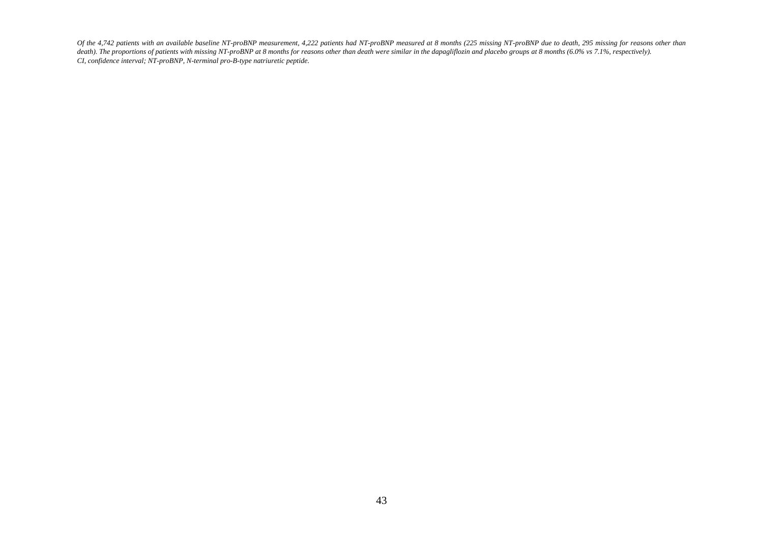*Of the 4,742 patients with an available baseline NT-proBNP measurement, 4,222 patients had NT-proBNP measured at 8 months (225 missing NT-proBNP due to death, 295 missing for reasons other than death). The proportions of patients with missing NT-proBNP at 8 months for reasons other than death were similar in the dapagliflozin and placebo groups at 8 months (6.0% vs 7.1%, respectively).*
*CI, confidence interval; NT-proBNP, N-terminal pro-B-type natriuretic peptide.*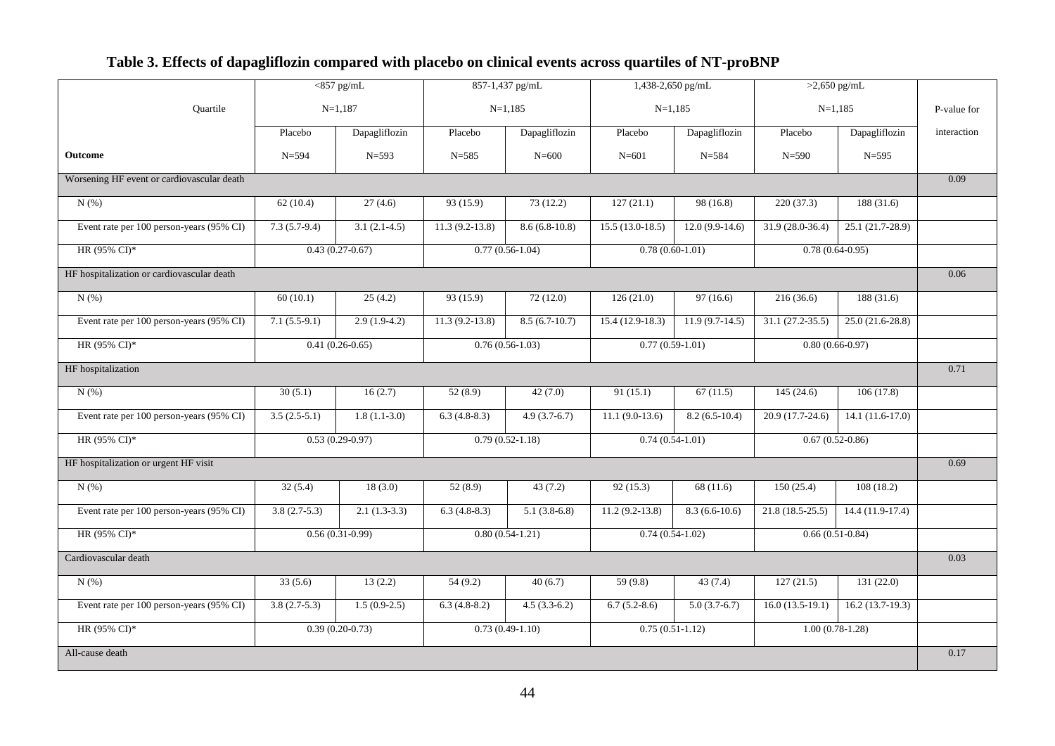**Table 3. Effects of dapagliflozin compared with placebo on clinical events across quartiles of NT-proBNP**

| Quartile | <857 pg/mL N=1,187 | | 857-1,437 pg/mL N=1,185 | | 1,438-2,650 pg/mL N=1,185 | | >2,650 pg/mL N=1,185 | | P-value for interaction |
|---|---|---|---|---|---|---|---|---|---|
| **Outcome** | Placebo N=594 | Dapagliflozin N=593 | Placebo N=585 | Dapagliflozin N=600 | Placebo N=601 | Dapagliflozin N=584 | Placebo N=590 | Dapagliflozin N=595 | |
| Worsening HF event or cardiovascular death | | | | | | | | | 0.09 |
| N (%) | 62 (10.4) | 27 (4.6) | 93 (15.9) | 73 (12.2) | 127 (21.1) | 98 (16.8) | 220 (37.3) | 188 (31.6) | |
| Event rate per 100 person-years (95% CI) | 7.3 (5.7-9.4) | 3.1 (2.1-4.5) | 11.3 (9.2-13.8) | 8.6 (6.8-10.8) | 15.5 (13.0-18.5) | 12.0 (9.9-14.6) | 31.9 (28.0-36.4) | 25.1 (21.7-28.9) | |
| HR (95% CI)* | 0.43 (0.27-0.67) | | 0.77 (0.56-1.04) | | 0.78 (0.60-1.01) | | 0.78 (0.64-0.95) | | |
| HF hospitalization or cardiovascular death | | | | | | | | | 0.06 |
| N (%) | 60 (10.1) | 25 (4.2) | 93 (15.9) | 72 (12.0) | 126 (21.0) | 97 (16.6) | 216 (36.6) | 188 (31.6) | |
| Event rate per 100 person-years (95% CI) | 7.1 (5.5-9.1) | 2.9 (1.9-4.2) | 11.3 (9.2-13.8) | 8.5 (6.7-10.7) | 15.4 (12.9-18.3) | 11.9 (9.7-14.5) | 31.1 (27.2-35.5) | 25.0 (21.6-28.8) | |
| HR (95% CI)* | 0.41 (0.26-0.65) | | 0.76 (0.56-1.03) | | 0.77 (0.59-1.01) | | 0.80 (0.66-0.97) | | |
| HF hospitalization | | | | | | | | | 0.71 |
| N (%) | 30 (5.1) | 16 (2.7) | 52 (8.9) | 42 (7.0) | 91 (15.1) | 67 (11.5) | 145 (24.6) | 106 (17.8) | |
| Event rate per 100 person-years (95% CI) | 3.5 (2.5-5.1) | 1.8 (1.1-3.0) | 6.3 (4.8-8.3) | 4.9 (3.7-6.7) | 11.1 (9.0-13.6) | 8.2 (6.5-10.4) | 20.9 (17.7-24.6) | 14.1 (11.6-17.0) | |
| HR (95% CI)* | 0.53 (0.29-0.97) | | 0.79 (0.52-1.18) | | 0.74 (0.54-1.01) | | 0.67 (0.52-0.86) | | |
| HF hospitalization or urgent HF visit | | | | | | | | | 0.69 |
| N (%) | 32 (5.4) | 18 (3.0) | 52 (8.9) | 43 (7.2) | 92 (15.3) | 68 (11.6) | 150 (25.4) | 108 (18.2) | |
| Event rate per 100 person-years (95% CI) | 3.8 (2.7-5.3) | 2.1 (1.3-3.3) | 6.3 (4.8-8.3) | 5.1 (3.8-6.8) | 11.2 (9.2-13.8) | 8.3 (6.6-10.6) | 21.8 (18.5-25.5) | 14.4 (11.9-17.4) | |
| HR (95% CI)* | 0.56 (0.31-0.99) | | 0.80 (0.54-1.21) | | 0.74 (0.54-1.02) | | 0.66 (0.51-0.84) | | |
| Cardiovascular death | | | | | | | | | 0.03 |
| N (%) | 33 (5.6) | 13 (2.2) | 54 (9.2) | 40 (6.7) | 59 (9.8) | 43 (7.4) | 127 (21.5) | 131 (22.0) | |
| Event rate per 100 person-years (95% CI) | 3.8 (2.7-5.3) | 1.5 (0.9-2.5) | 6.3 (4.8-8.2) | 4.5 (3.3-6.2) | 6.7 (5.2-8.6) | 5.0 (3.7-6.7) | 16.0 (13.5-19.1) | 16.2 (13.7-19.3) | |
| HR (95% CI)* | 0.39 (0.20-0.73) | | 0.73 (0.49-1.10) | | 0.75 (0.51-1.12) | | 1.00 (0.78-1.28) | | |
| All-cause death | | | | | | | | | 0.17 |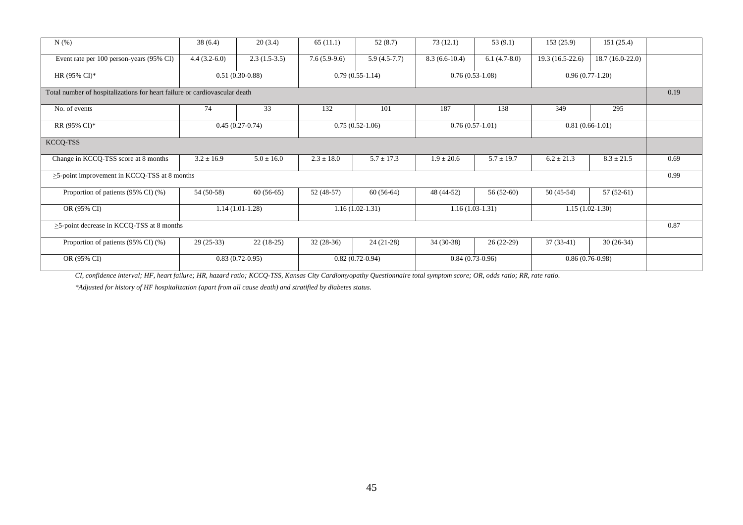| | | | | | | | | | |
|---|---|---|---|---|---|---|---|---|---|
| N (%) | 38 (6.4) | 20 (3.4) | 65 (11.1) | 52 (8.7) | 73 (12.1) | 53 (9.1) | 153 (25.9) | 151 (25.4) | |
| Event rate per 100 person-years (95% CI) | 4.4 (3.2-6.0) | 2.3 (1.5-3.5) | 7.6 (5.9-9.6) | 5.9 (4.5-7.7) | 8.3 (6.6-10.4) | 6.1 (4.7-8.0) | 19.3 (16.5-22.6) | 18.7 (16.0-22.0) | |
| HR (95% CI)* | 0.51 (0.30-0.88) | | 0.79 (0.55-1.14) | | 0.76 (0.53-1.08) | | 0.96 (0.77-1.20) | | |
| Total number of hospitalizations for heart failure or cardiovascular death | | | | | | | | | 0.19 |
| No. of events | 74 | 33 | 132 | 101 | 187 | 138 | 349 | 295 | |
| RR (95% CI)* | 0.45 (0.27-0.74) | | 0.75 (0.52-1.06) | | 0.76 (0.57-1.01) | | 0.81 (0.66-1.01) | | |
| KCCQ-TSS | | | | | | | | | |
| Change in KCCQ-TSS score at 8 months | 3.2 ± 16.9 | 5.0 ± 16.0 | 2.3 ± 18.0 | 5.7 ± 17.3 | 1.9 ± 20.6 | 5.7 ± 19.7 | 6.2 ± 21.3 | 8.3 ± 21.5 | 0.69 |
| ≥5-point improvement in KCCQ-TSS at 8 months | | | | | | | | | 0.99 |
| Proportion of patients (95% CI) (%) | 54 (50-58) | 60 (56-65) | 52 (48-57) | 60 (56-64) | 48 (44-52) | 56 (52-60) | 50 (45-54) | 57 (52-61) | |
| OR (95% CI) | 1.14 (1.01-1.28) | | 1.16 (1.02-1.31) | | 1.16 (1.03-1.31) | | 1.15 (1.02-1.30) | | |
| ≥5-point decrease in KCCQ-TSS at 8 months | | | | | | | | | 0.87 |
| Proportion of patients (95% CI) (%) | 29 (25-33) | 22 (18-25) | 32 (28-36) | 24 (21-28) | 34 (30-38) | 26 (22-29) | 37 (33-41) | 30 (26-34) | |
| OR (95% CI) | 0.83 (0.72-0.95) | | 0.82 (0.72-0.94) | | 0.84 (0.73-0.96) | | 0.86 (0.76-0.98) | | |

*CI, confidence interval; HF, heart failure; HR, hazard ratio; KCCQ-TSS, Kansas City Cardiomyopathy Questionnaire total symptom score; OR, odds ratio; RR, rate ratio.*

*\*Adjusted for history of HF hospitalization (apart from all cause death) and stratified by diabetes status.*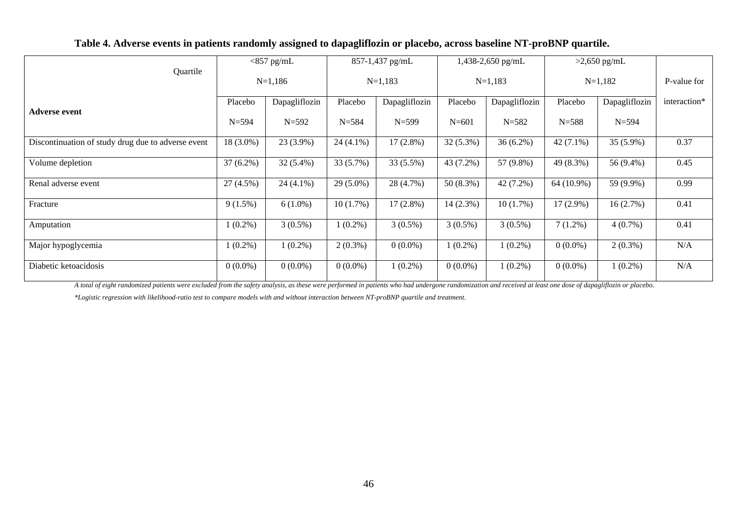**Table 4. Adverse events in patients randomly assigned to dapagliflozin or placebo, across baseline NT-proBNP quartile.**

| Quartile | <857 pg/mL N=1,186 | | 857-1,437 pg/mL N=1,183 | | 1,438-2,650 pg/mL N=1,183 | | >2,650 pg/mL N=1,182 | | P-value for interaction* |
|---|---|---|---|---|---|---|---|---|---|
| **Adverse event** | Placebo N=594 | Dapagliflozin N=592 | Placebo N=584 | Dapagliflozin N=599 | Placebo N=601 | Dapagliflozin N=582 | Placebo N=588 | Dapagliflozin N=594 | |
| Discontinuation of study drug due to adverse event | 18 (3.0%) | 23 (3.9%) | 24 (4.1%) | 17 (2.8%) | 32 (5.3%) | 36 (6.2%) | 42 (7.1%) | 35 (5.9%) | 0.37 |
| Volume depletion | 37 (6.2%) | 32 (5.4%) | 33 (5.7%) | 33 (5.5%) | 43 (7.2%) | 57 (9.8%) | 49 (8.3%) | 56 (9.4%) | 0.45 |
| Renal adverse event | 27 (4.5%) | 24 (4.1%) | 29 (5.0%) | 28 (4.7%) | 50 (8.3%) | 42 (7.2%) | 64 (10.9%) | 59 (9.9%) | 0.99 |
| Fracture | 9 (1.5%) | 6 (1.0%) | 10 (1.7%) | 17 (2.8%) | 14 (2.3%) | 10 (1.7%) | 17 (2.9%) | 16 (2.7%) | 0.41 |
| Amputation | 1 (0.2%) | 3 (0.5%) | 1 (0.2%) | 3 (0.5%) | 3 (0.5%) | 3 (0.5%) | 7 (1.2%) | 4 (0.7%) | 0.41 |
| Major hypoglycemia | 1 (0.2%) | 1 (0.2%) | 2 (0.3%) | 0 (0.0%) | 1 (0.2%) | 1 (0.2%) | 0 (0.0%) | 2 (0.3%) | N/A |
| Diabetic ketoacidosis | 0 (0.0%) | 0 (0.0%) | 0 (0.0%) | 1 (0.2%) | 0 (0.0%) | 1 (0.2%) | 0 (0.0%) | 1 (0.2%) | N/A |

*A total of eight randomized patients were excluded from the safety analysis, as these were performed in patients who had undergone randomization and received at least one dose of dapagliflozin or placebo.*

*\*Logistic regression with likelihood-ratio test to compare models with and without interaction between NT-proBNP quartile and treatment.*